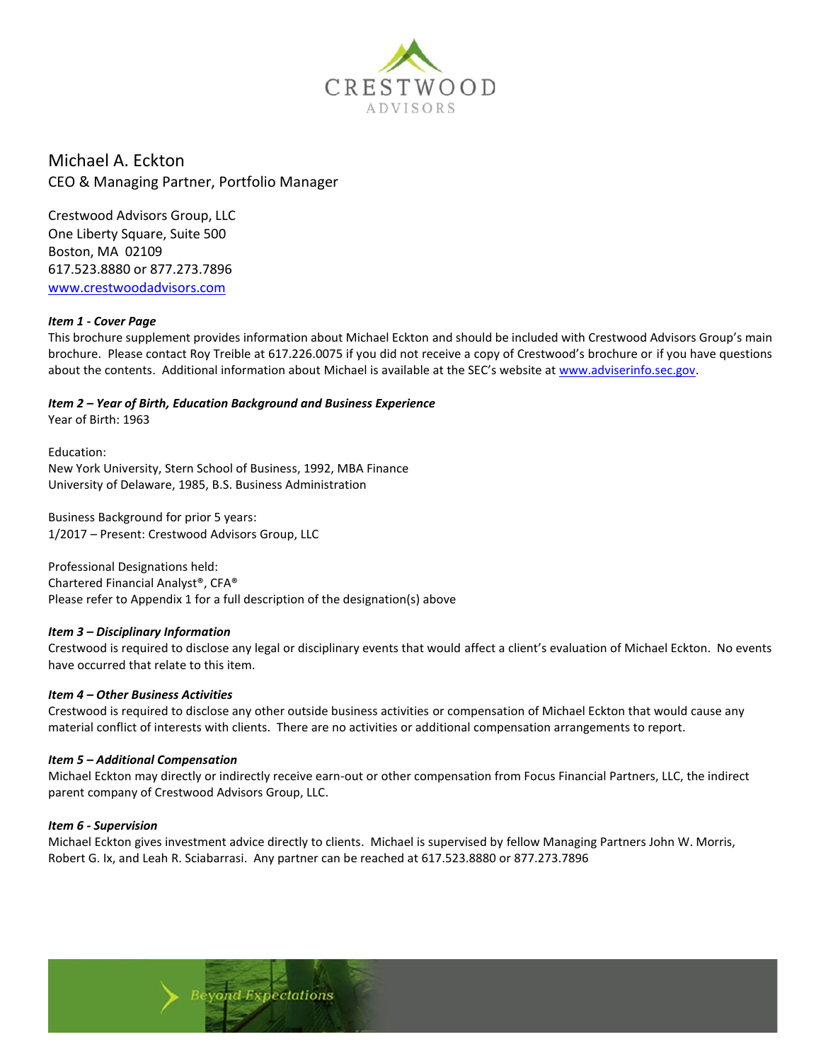CRESTWOOD
ADVISORS

# Michael A. Eckton

CEO & Managing Partner, Portfolio Manager

Crestwood Advisors Group, LLC
One Liberty Square, Suite 500
Boston, MA 02109
617.523.8880 or 877.273.7896
www.crestwoodadvisors.com

***Item 1 - Cover Page***

This brochure supplement provides information about Michael Eckton and should be included with Crestwood Advisors Group's main brochure. Please contact Roy Treible at 617.226.0075 if you did not receive a copy of Crestwood's brochure or if you have questions about the contents. Additional information about Michael is available at the SEC's website at www.adviserinfo.sec.gov.

***Item 2 – Year of Birth, Education Background and Business Experience***

Year of Birth: 1963

Education:
New York University, Stern School of Business, 1992, MBA Finance
University of Delaware, 1985, B.S. Business Administration

Business Background for prior 5 years:
1/2017 – Present: Crestwood Advisors Group, LLC

Professional Designations held:
Chartered Financial Analyst®, CFA®
Please refer to Appendix 1 for a full description of the designation(s) above

***Item 3 – Disciplinary Information***

Crestwood is required to disclose any legal or disciplinary events that would affect a client's evaluation of Michael Eckton. No events have occurred that relate to this item.

***Item 4 – Other Business Activities***

Crestwood is required to disclose any other outside business activities or compensation of Michael Eckton that would cause any material conflict of interests with clients. There are no activities or additional compensation arrangements to report.

***Item 5 – Additional Compensation***

Michael Eckton may directly or indirectly receive earn-out or other compensation from Focus Financial Partners, LLC, the indirect parent company of Crestwood Advisors Group, LLC.

***Item 6 - Supervision***

Michael Eckton gives investment advice directly to clients. Michael is supervised by fellow Managing Partners John W. Morris, Robert G. Ix, and Leah R. Sciabarrasi. Any partner can be reached at 617.523.8880 or 877.273.7896

Beyond Expectations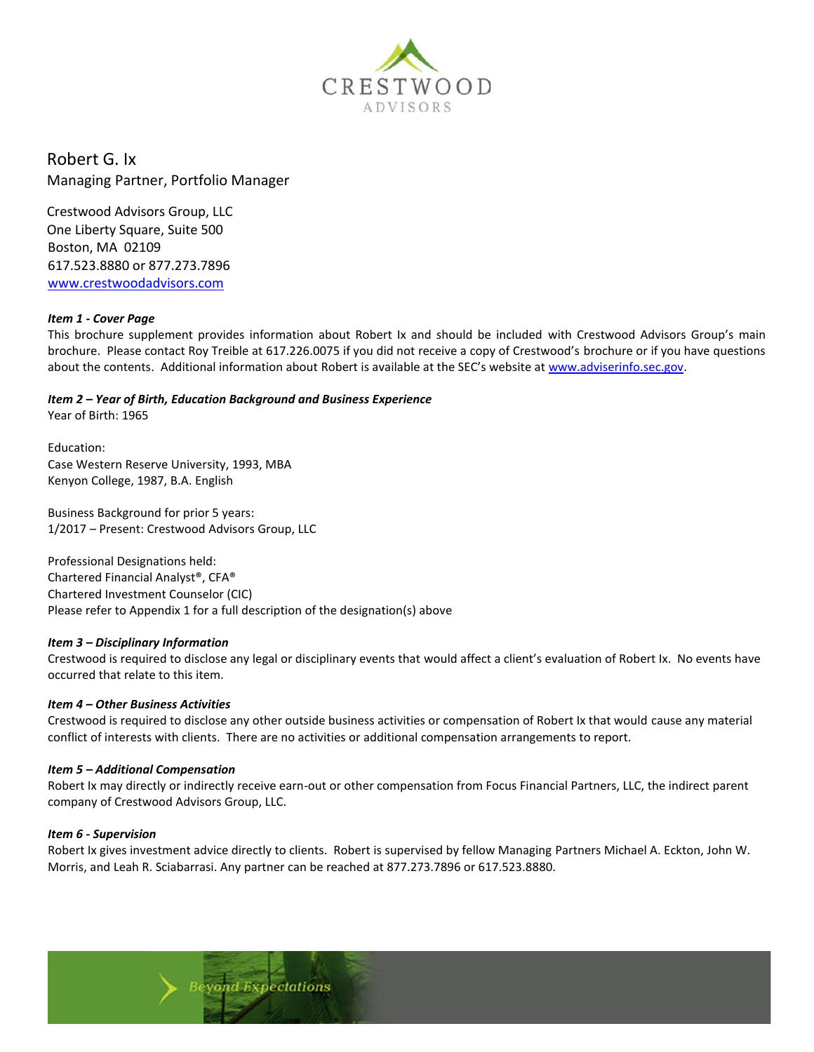CRESTWOOD
ADVISORS

Robert G. Ix
Managing Partner, Portfolio Manager

Crestwood Advisors Group, LLC
One Liberty Square, Suite 500
Boston, MA 02109
617.523.8880 or 877.273.7896
www.crestwoodadvisors.com

***Item 1 - Cover Page***
This brochure supplement provides information about Robert Ix and should be included with Crestwood Advisors Group's main brochure. Please contact Roy Treible at 617.226.0075 if you did not receive a copy of Crestwood's brochure or if you have questions about the contents. Additional information about Robert is available at the SEC's website at www.adviserinfo.sec.gov.

***Item 2 – Year of Birth, Education Background and Business Experience***
Year of Birth: 1965

Education:
Case Western Reserve University, 1993, MBA
Kenyon College, 1987, B.A. English

Business Background for prior 5 years:
1/2017 – Present: Crestwood Advisors Group, LLC

Professional Designations held:
Chartered Financial Analyst®, CFA®
Chartered Investment Counselor (CIC)
Please refer to Appendix 1 for a full description of the designation(s) above

***Item 3 – Disciplinary Information***
Crestwood is required to disclose any legal or disciplinary events that would affect a client's evaluation of Robert Ix. No events have occurred that relate to this item.

***Item 4 – Other Business Activities***
Crestwood is required to disclose any other outside business activities or compensation of Robert Ix that would cause any material conflict of interests with clients. There are no activities or additional compensation arrangements to report.

***Item 5 – Additional Compensation***
Robert Ix may directly or indirectly receive earn-out or other compensation from Focus Financial Partners, LLC, the indirect parent company of Crestwood Advisors Group, LLC.

***Item 6 - Supervision***
Robert Ix gives investment advice directly to clients. Robert is supervised by fellow Managing Partners Michael A. Eckton, John W. Morris, and Leah R. Sciabarrasi. Any partner can be reached at 877.273.7896 or 617.523.8880.

Beyond Expectations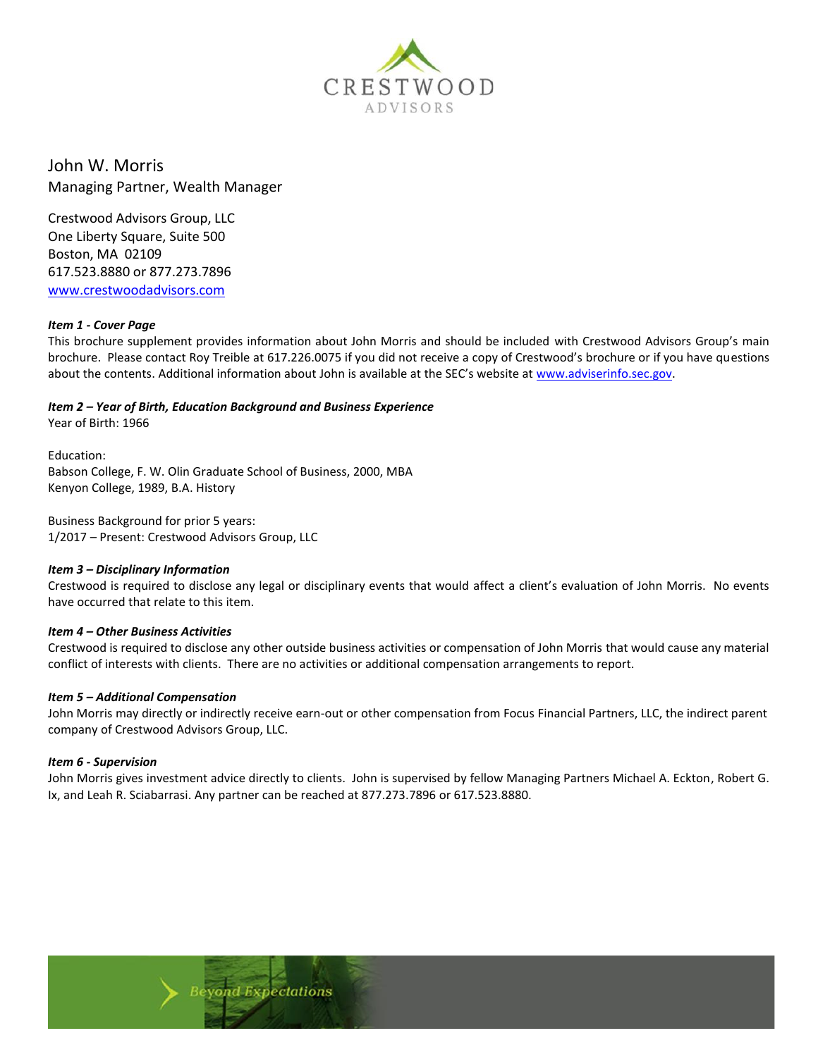CRESTWOOD
ADVISORS

John W. Morris
Managing Partner, Wealth Manager

Crestwood Advisors Group, LLC
One Liberty Square, Suite 500
Boston, MA 02109
617.523.8880 or 877.273.7896
[www.crestwoodadvisors.com](http://www.crestwoodadvisors.com)

***Item 1 - Cover Page***

This brochure supplement provides information about John Morris and should be included with Crestwood Advisors Group's main brochure. Please contact Roy Treible at 617.226.0075 if you did not receive a copy of Crestwood's brochure or if you have questions about the contents. Additional information about John is available at the SEC's website at [www.adviserinfo.sec.gov](http://www.adviserinfo.sec.gov).

***Item 2 – Year of Birth, Education Background and Business Experience***

Year of Birth: 1966

Education:
Babson College, F. W. Olin Graduate School of Business, 2000, MBA
Kenyon College, 1989, B.A. History

Business Background for prior 5 years:
1/2017 – Present: Crestwood Advisors Group, LLC

***Item 3 – Disciplinary Information***

Crestwood is required to disclose any legal or disciplinary events that would affect a client's evaluation of John Morris. No events have occurred that relate to this item.

***Item 4 – Other Business Activities***

Crestwood is required to disclose any other outside business activities or compensation of John Morris that would cause any material conflict of interests with clients. There are no activities or additional compensation arrangements to report.

***Item 5 – Additional Compensation***

John Morris may directly or indirectly receive earn-out or other compensation from Focus Financial Partners, LLC, the indirect parent company of Crestwood Advisors Group, LLC.

***Item 6 - Supervision***

John Morris gives investment advice directly to clients. John is supervised by fellow Managing Partners Michael A. Eckton, Robert G. Ix, and Leah R. Sciabarrasi. Any partner can be reached at 877.273.7896 or 617.523.8880.

Beyond Expectations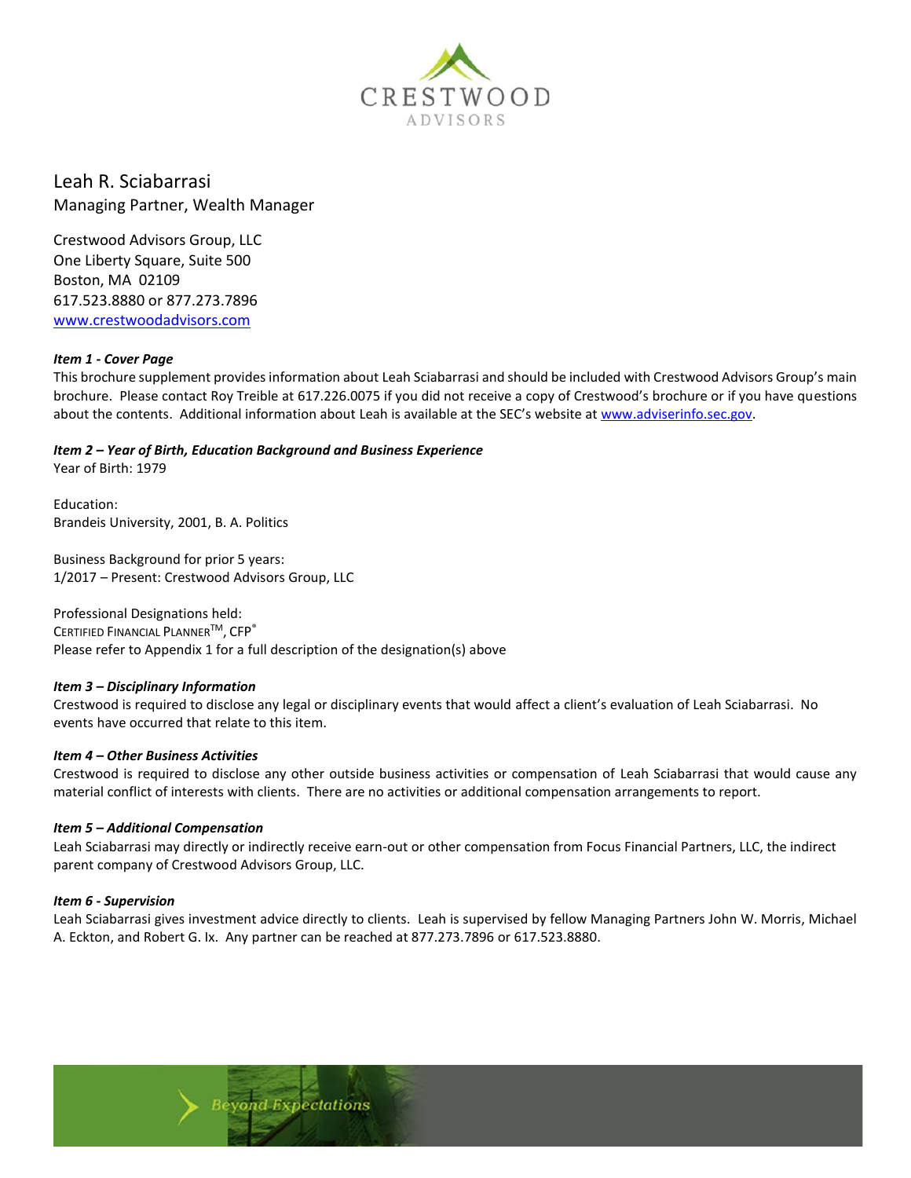CRESTWOOD
ADVISORS

Leah R. Sciabarrasi
Managing Partner, Wealth Manager

Crestwood Advisors Group, LLC
One Liberty Square, Suite 500
Boston, MA 02109
617.523.8880 or 877.273.7896
www.crestwoodadvisors.com

***Item 1 - Cover Page***

This brochure supplement provides information about Leah Sciabarrasi and should be included with Crestwood Advisors Group's main brochure. Please contact Roy Treible at 617.226.0075 if you did not receive a copy of Crestwood's brochure or if you have questions about the contents. Additional information about Leah is available at the SEC's website at www.adviserinfo.sec.gov.

***Item 2 – Year of Birth, Education Background and Business Experience***

Year of Birth: 1979

Education:
Brandeis University, 2001, B. A. Politics

Business Background for prior 5 years:
1/2017 – Present: Crestwood Advisors Group, LLC

Professional Designations held:
CERTIFIED FINANCIAL PLANNER™, CFP®
Please refer to Appendix 1 for a full description of the designation(s) above

***Item 3 – Disciplinary Information***

Crestwood is required to disclose any legal or disciplinary events that would affect a client's evaluation of Leah Sciabarrasi. No events have occurred that relate to this item.

***Item 4 – Other Business Activities***

Crestwood is required to disclose any other outside business activities or compensation of Leah Sciabarrasi that would cause any material conflict of interests with clients. There are no activities or additional compensation arrangements to report.

***Item 5 – Additional Compensation***

Leah Sciabarrasi may directly or indirectly receive earn-out or other compensation from Focus Financial Partners, LLC, the indirect parent company of Crestwood Advisors Group, LLC.

***Item 6 - Supervision***

Leah Sciabarrasi gives investment advice directly to clients. Leah is supervised by fellow Managing Partners John W. Morris, Michael A. Eckton, and Robert G. Ix. Any partner can be reached at 877.273.7896 or 617.523.8880.

Beyond Expectations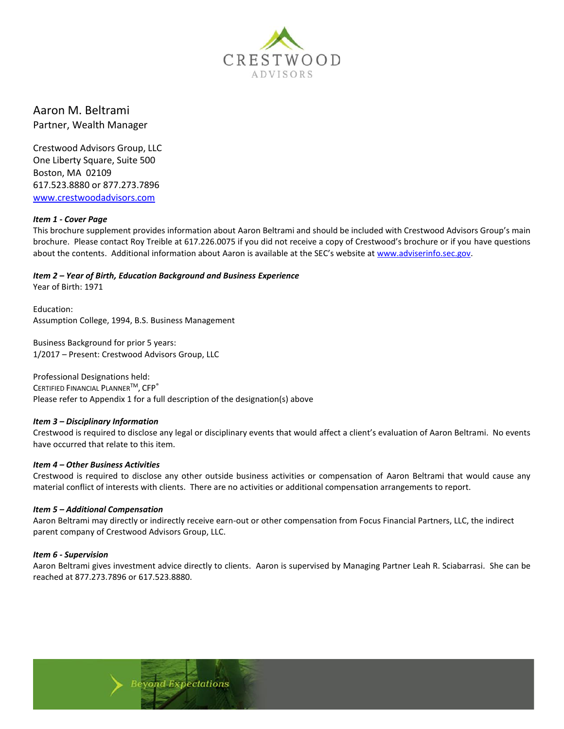CRESTWOOD
ADVISORS

# Aaron M. Beltrami

Partner, Wealth Manager

Crestwood Advisors Group, LLC
One Liberty Square, Suite 500
Boston, MA 02109
617.523.8880 or 877.273.7896
www.crestwoodadvisors.com

***Item 1 - Cover Page***

This brochure supplement provides information about Aaron Beltrami and should be included with Crestwood Advisors Group's main brochure. Please contact Roy Treible at 617.226.0075 if you did not receive a copy of Crestwood's brochure or if you have questions about the contents. Additional information about Aaron is available at the SEC's website at www.adviserinfo.sec.gov.

***Item 2 – Year of Birth, Education Background and Business Experience***

Year of Birth: 1971

Education:
Assumption College, 1994, B.S. Business Management

Business Background for prior 5 years:
1/2017 – Present: Crestwood Advisors Group, LLC

Professional Designations held:
CERTIFIED FINANCIAL PLANNER™, CFP®
Please refer to Appendix 1 for a full description of the designation(s) above

***Item 3 – Disciplinary Information***

Crestwood is required to disclose any legal or disciplinary events that would affect a client's evaluation of Aaron Beltrami. No events have occurred that relate to this item.

***Item 4 – Other Business Activities***

Crestwood is required to disclose any other outside business activities or compensation of Aaron Beltrami that would cause any material conflict of interests with clients. There are no activities or additional compensation arrangements to report.

***Item 5 – Additional Compensation***

Aaron Beltrami may directly or indirectly receive earn-out or other compensation from Focus Financial Partners, LLC, the indirect parent company of Crestwood Advisors Group, LLC.

***Item 6 - Supervision***

Aaron Beltrami gives investment advice directly to clients. Aaron is supervised by Managing Partner Leah R. Sciabarrasi. She can be reached at 877.273.7896 or 617.523.8880.

Beyond Expectations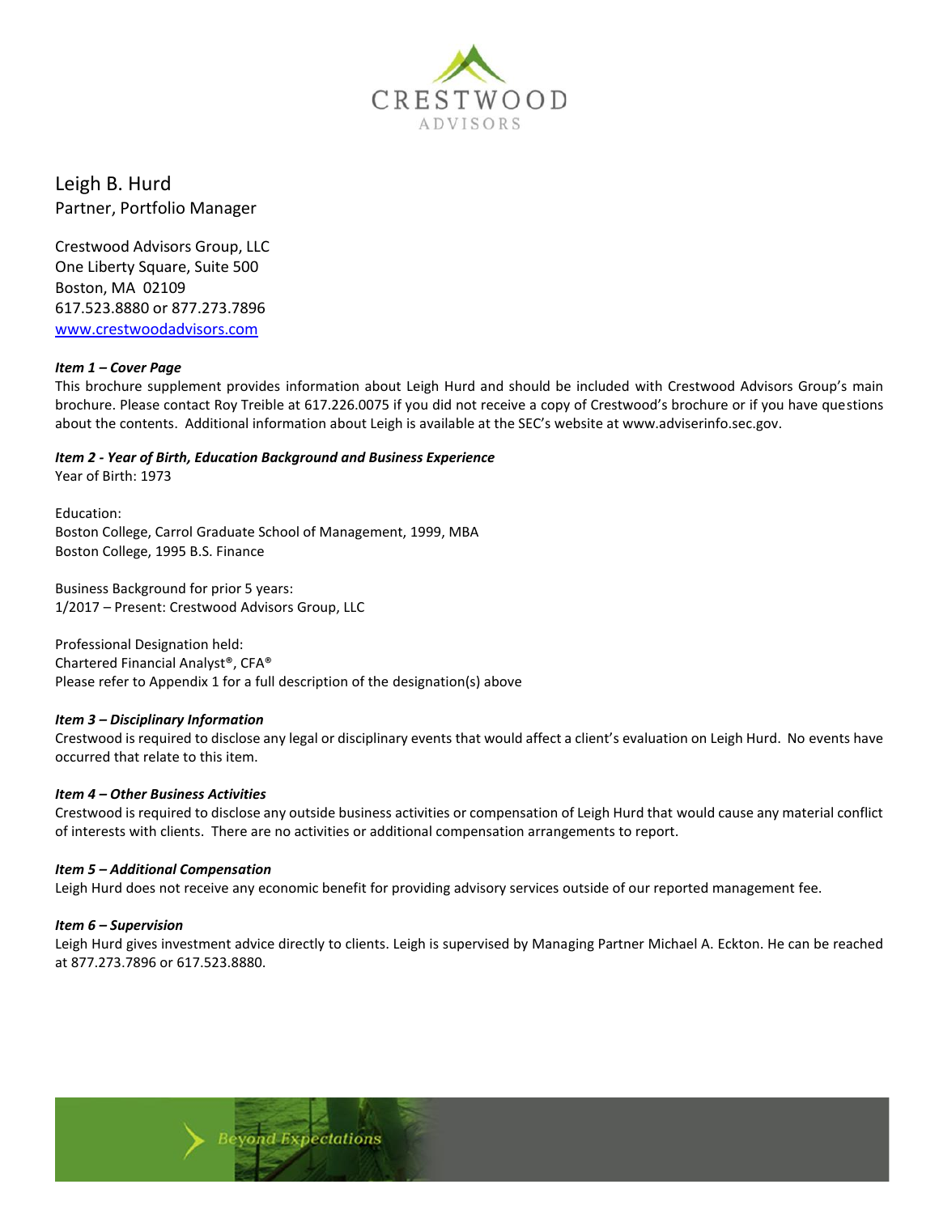CRESTWOOD
ADVISORS

Leigh B. Hurd
Partner, Portfolio Manager

Crestwood Advisors Group, LLC
One Liberty Square, Suite 500
Boston, MA 02109
617.523.8880 or 877.273.7896
[www.crestwoodadvisors.com](http://www.crestwoodadvisors.com)

***Item 1 – Cover Page***

This brochure supplement provides information about Leigh Hurd and should be included with Crestwood Advisors Group's main brochure. Please contact Roy Treible at 617.226.0075 if you did not receive a copy of Crestwood's brochure or if you have questions about the contents. Additional information about Leigh is available at the SEC's website at www.adviserinfo.sec.gov.

***Item 2 - Year of Birth, Education Background and Business Experience***

Year of Birth: 1973

Education:
Boston College, Carrol Graduate School of Management, 1999, MBA
Boston College, 1995 B.S. Finance

Business Background for prior 5 years:
1/2017 – Present: Crestwood Advisors Group, LLC

Professional Designation held:
Chartered Financial Analyst®, CFA®
Please refer to Appendix 1 for a full description of the designation(s) above

***Item 3 – Disciplinary Information***

Crestwood is required to disclose any legal or disciplinary events that would affect a client's evaluation on Leigh Hurd. No events have occurred that relate to this item.

***Item 4 – Other Business Activities***

Crestwood is required to disclose any outside business activities or compensation of Leigh Hurd that would cause any material conflict of interests with clients. There are no activities or additional compensation arrangements to report.

***Item 5 – Additional Compensation***

Leigh Hurd does not receive any economic benefit for providing advisory services outside of our reported management fee.

***Item 6 – Supervision***

Leigh Hurd gives investment advice directly to clients. Leigh is supervised by Managing Partner Michael A. Eckton. He can be reached at 877.273.7896 or 617.523.8880.

Beyond Expectations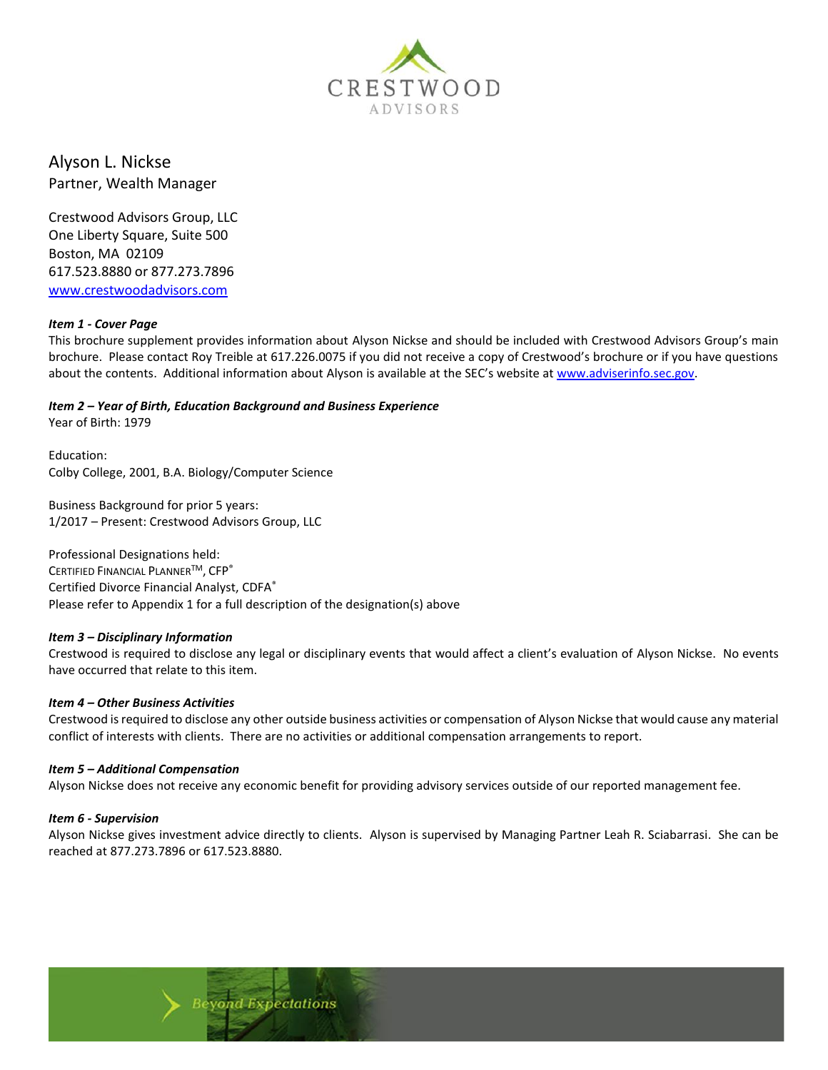# Alyson L. Nickse
Partner, Wealth Manager

Crestwood Advisors Group, LLC
One Liberty Square, Suite 500
Boston, MA 02109
617.523.8880 or 877.273.7896
www.crestwoodadvisors.com

***Item 1 - Cover Page***

This brochure supplement provides information about Alyson Nickse and should be included with Crestwood Advisors Group's main brochure. Please contact Roy Treible at 617.226.0075 if you did not receive a copy of Crestwood's brochure or if you have questions about the contents. Additional information about Alyson is available at the SEC's website at www.adviserinfo.sec.gov.

***Item 2 – Year of Birth, Education Background and Business Experience***

Year of Birth: 1979

Education:
Colby College, 2001, B.A. Biology/Computer Science

Business Background for prior 5 years:
1/2017 – Present: Crestwood Advisors Group, LLC

Professional Designations held:
CERTIFIED FINANCIAL PLANNER™, CFP®
Certified Divorce Financial Analyst, CDFA®
Please refer to Appendix 1 for a full description of the designation(s) above

***Item 3 – Disciplinary Information***

Crestwood is required to disclose any legal or disciplinary events that would affect a client's evaluation of Alyson Nickse. No events have occurred that relate to this item.

***Item 4 – Other Business Activities***

Crestwood is required to disclose any other outside business activities or compensation of Alyson Nickse that would cause any material conflict of interests with clients. There are no activities or additional compensation arrangements to report.

***Item 5 – Additional Compensation***

Alyson Nickse does not receive any economic benefit for providing advisory services outside of our reported management fee.

***Item 6 - Supervision***

Alyson Nickse gives investment advice directly to clients. Alyson is supervised by Managing Partner Leah R. Sciabarrasi. She can be reached at 877.273.7896 or 617.523.8880.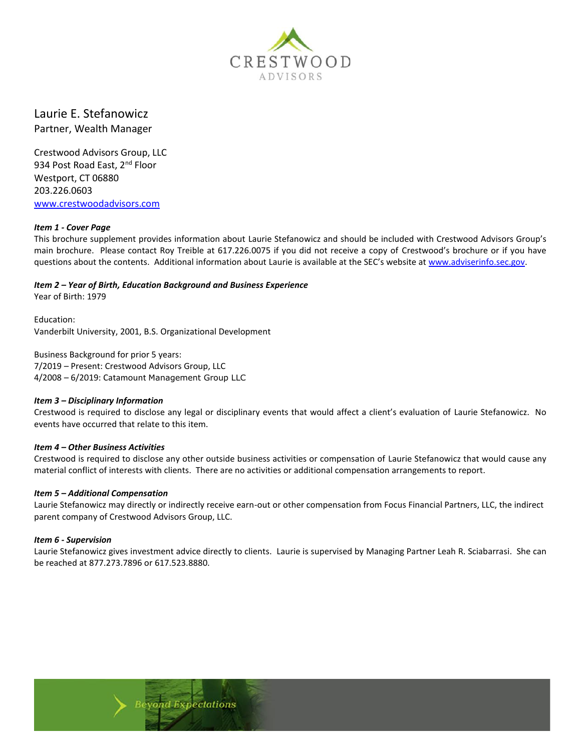# Laurie E. Stefanowicz

Partner, Wealth Manager

Crestwood Advisors Group, LLC
934 Post Road East, 2nd Floor
Westport, CT 06880
203.226.0603
www.crestwoodadvisors.com

***Item 1 - Cover Page***

This brochure supplement provides information about Laurie Stefanowicz and should be included with Crestwood Advisors Group's main brochure. Please contact Roy Treible at 617.226.0075 if you did not receive a copy of Crestwood's brochure or if you have questions about the contents. Additional information about Laurie is available at the SEC's website at www.adviserinfo.sec.gov.

***Item 2 – Year of Birth, Education Background and Business Experience***

Year of Birth: 1979

Education:
Vanderbilt University, 2001, B.S. Organizational Development

Business Background for prior 5 years:
7/2019 – Present: Crestwood Advisors Group, LLC
4/2008 – 6/2019: Catamount Management Group LLC

***Item 3 – Disciplinary Information***

Crestwood is required to disclose any legal or disciplinary events that would affect a client's evaluation of Laurie Stefanowicz. No events have occurred that relate to this item.

***Item 4 – Other Business Activities***

Crestwood is required to disclose any other outside business activities or compensation of Laurie Stefanowicz that would cause any material conflict of interests with clients. There are no activities or additional compensation arrangements to report.

***Item 5 – Additional Compensation***

Laurie Stefanowicz may directly or indirectly receive earn-out or other compensation from Focus Financial Partners, LLC, the indirect parent company of Crestwood Advisors Group, LLC.

***Item 6 - Supervision***

Laurie Stefanowicz gives investment advice directly to clients. Laurie is supervised by Managing Partner Leah R. Sciabarrasi. She can be reached at 877.273.7896 or 617.523.8880.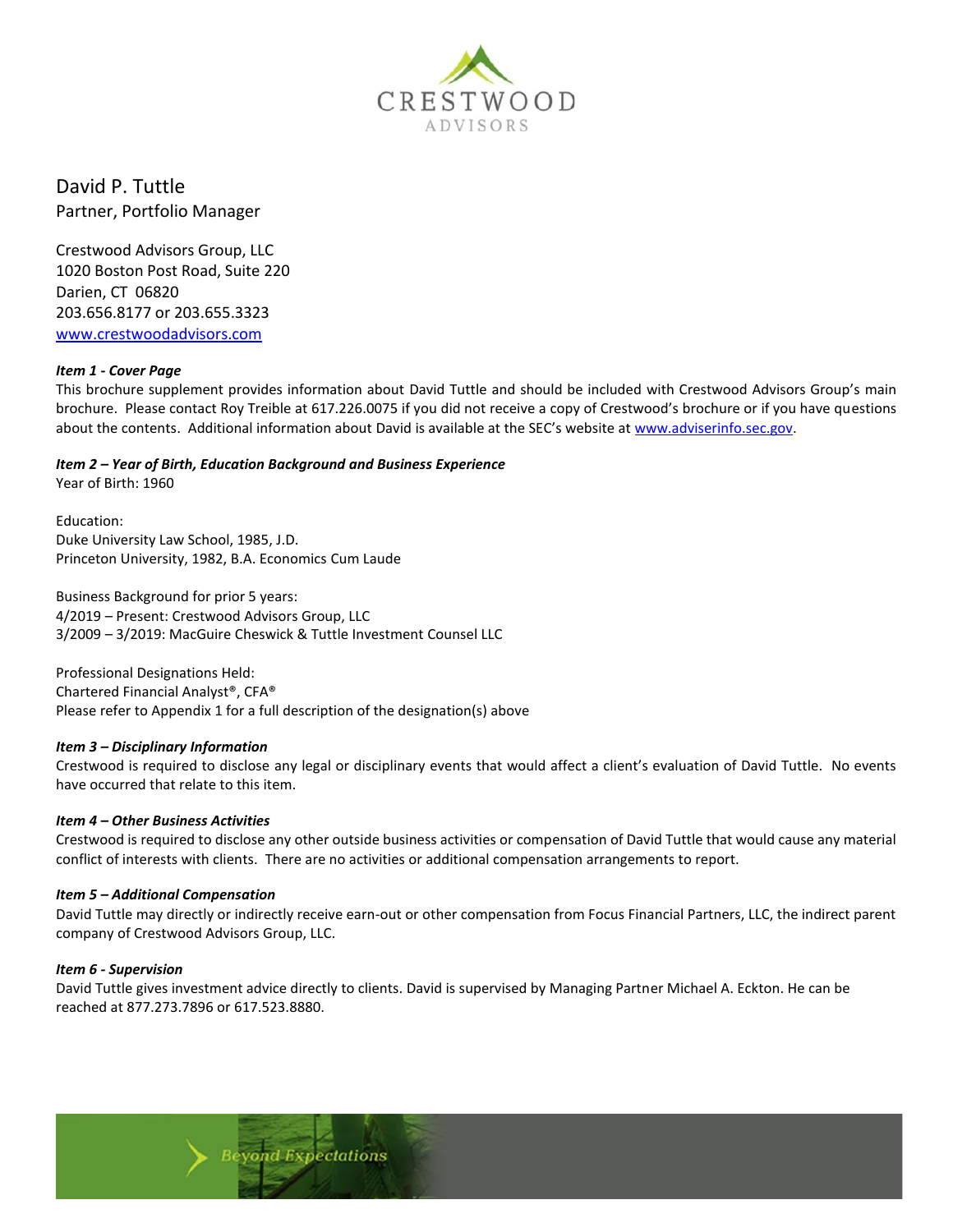CRESTWOOD
ADVISORS

# David P. Tuttle

Partner, Portfolio Manager

Crestwood Advisors Group, LLC
1020 Boston Post Road, Suite 220
Darien, CT 06820
203.656.8177 or 203.655.3323
www.crestwoodadvisors.com

***Item 1 - Cover Page***

This brochure supplement provides information about David Tuttle and should be included with Crestwood Advisors Group's main brochure. Please contact Roy Treible at 617.226.0075 if you did not receive a copy of Crestwood's brochure or if you have questions about the contents. Additional information about David is available at the SEC's website at www.adviserinfo.sec.gov.

***Item 2 – Year of Birth, Education Background and Business Experience***

Year of Birth: 1960

Education:
Duke University Law School, 1985, J.D.
Princeton University, 1982, B.A. Economics Cum Laude

Business Background for prior 5 years:
4/2019 – Present: Crestwood Advisors Group, LLC
3/2009 – 3/2019: MacGuire Cheswick & Tuttle Investment Counsel LLC

Professional Designations Held:
Chartered Financial Analyst®, CFA®
Please refer to Appendix 1 for a full description of the designation(s) above

***Item 3 – Disciplinary Information***

Crestwood is required to disclose any legal or disciplinary events that would affect a client's evaluation of David Tuttle. No events have occurred that relate to this item.

***Item 4 – Other Business Activities***

Crestwood is required to disclose any other outside business activities or compensation of David Tuttle that would cause any material conflict of interests with clients. There are no activities or additional compensation arrangements to report.

***Item 5 – Additional Compensation***

David Tuttle may directly or indirectly receive earn-out or other compensation from Focus Financial Partners, LLC, the indirect parent company of Crestwood Advisors Group, LLC.

***Item 6 - Supervision***

David Tuttle gives investment advice directly to clients. David is supervised by Managing Partner Michael A. Eckton. He can be reached at 877.273.7896 or 617.523.8880.

Beyond Expectations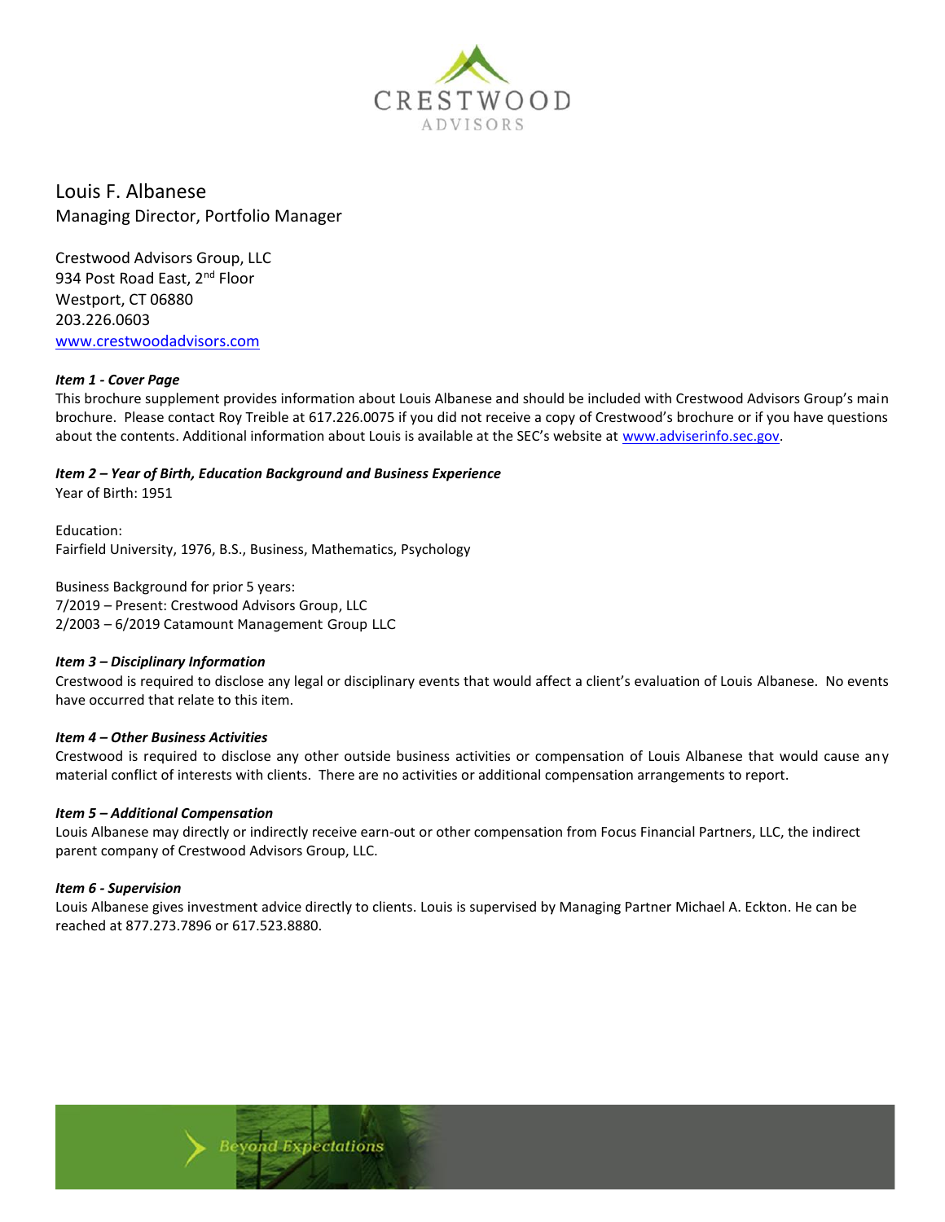CRESTWOOD
ADVISORS

# Louis F. Albanese

Managing Director, Portfolio Manager

Crestwood Advisors Group, LLC
934 Post Road East, 2nd Floor
Westport, CT 06880
203.226.0603
www.crestwoodadvisors.com

***Item 1 - Cover Page***

This brochure supplement provides information about Louis Albanese and should be included with Crestwood Advisors Group's main brochure. Please contact Roy Treible at 617.226.0075 if you did not receive a copy of Crestwood's brochure or if you have questions about the contents. Additional information about Louis is available at the SEC's website at www.adviserinfo.sec.gov.

***Item 2 – Year of Birth, Education Background and Business Experience***

Year of Birth: 1951

Education:
Fairfield University, 1976, B.S., Business, Mathematics, Psychology

Business Background for prior 5 years:
7/2019 – Present: Crestwood Advisors Group, LLC
2/2003 – 6/2019 Catamount Management Group LLC

***Item 3 – Disciplinary Information***

Crestwood is required to disclose any legal or disciplinary events that would affect a client's evaluation of Louis Albanese. No events have occurred that relate to this item.

***Item 4 – Other Business Activities***

Crestwood is required to disclose any other outside business activities or compensation of Louis Albanese that would cause any material conflict of interests with clients. There are no activities or additional compensation arrangements to report.

***Item 5 – Additional Compensation***

Louis Albanese may directly or indirectly receive earn-out or other compensation from Focus Financial Partners, LLC, the indirect parent company of Crestwood Advisors Group, LLC.

***Item 6 - Supervision***

Louis Albanese gives investment advice directly to clients. Louis is supervised by Managing Partner Michael A. Eckton. He can be reached at 877.273.7896 or 617.523.8880.

Beyond Expectations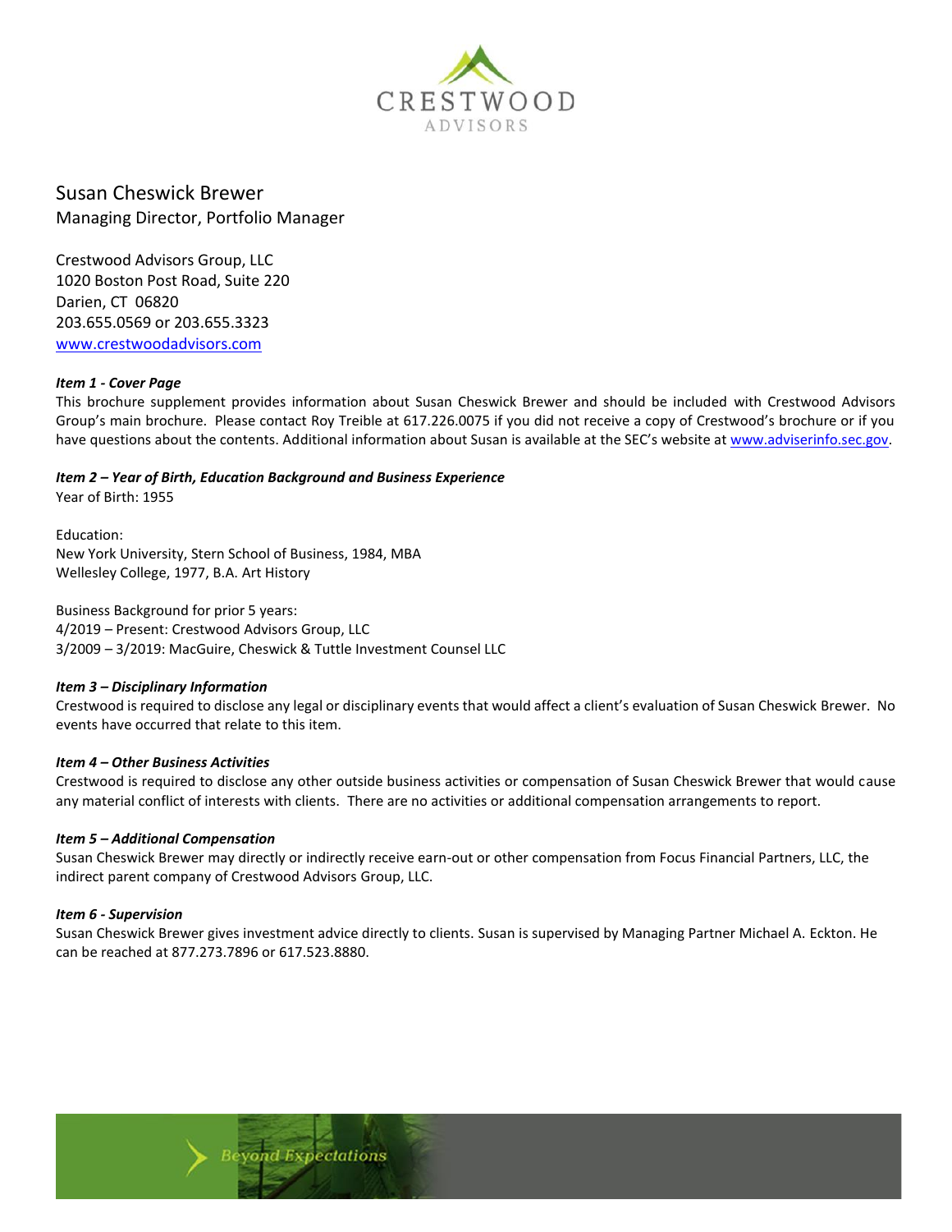CRESTWOOD
ADVISORS

Susan Cheswick Brewer
Managing Director, Portfolio Manager

Crestwood Advisors Group, LLC
1020 Boston Post Road, Suite 220
Darien, CT 06820
203.655.0569 or 203.655.3323
[www.crestwoodadvisors.com](http://www.crestwoodadvisors.com)

***Item 1 - Cover Page***

This brochure supplement provides information about Susan Cheswick Brewer and should be included with Crestwood Advisors Group's main brochure. Please contact Roy Treible at 617.226.0075 if you did not receive a copy of Crestwood's brochure or if you have questions about the contents. Additional information about Susan is available at the SEC's website at [www.adviserinfo.sec.gov](http://www.adviserinfo.sec.gov).

***Item 2 – Year of Birth, Education Background and Business Experience***

Year of Birth: 1955

Education:
New York University, Stern School of Business, 1984, MBA
Wellesley College, 1977, B.A. Art History

Business Background for prior 5 years:
4/2019 – Present: Crestwood Advisors Group, LLC
3/2009 – 3/2019: MacGuire, Cheswick & Tuttle Investment Counsel LLC

***Item 3 – Disciplinary Information***

Crestwood is required to disclose any legal or disciplinary events that would affect a client's evaluation of Susan Cheswick Brewer. No events have occurred that relate to this item.

***Item 4 – Other Business Activities***

Crestwood is required to disclose any other outside business activities or compensation of Susan Cheswick Brewer that would cause any material conflict of interests with clients. There are no activities or additional compensation arrangements to report.

***Item 5 – Additional Compensation***

Susan Cheswick Brewer may directly or indirectly receive earn-out or other compensation from Focus Financial Partners, LLC, the indirect parent company of Crestwood Advisors Group, LLC.

***Item 6 - Supervision***

Susan Cheswick Brewer gives investment advice directly to clients. Susan is supervised by Managing Partner Michael A. Eckton. He can be reached at 877.273.7896 or 617.523.8880.

Beyond Expectations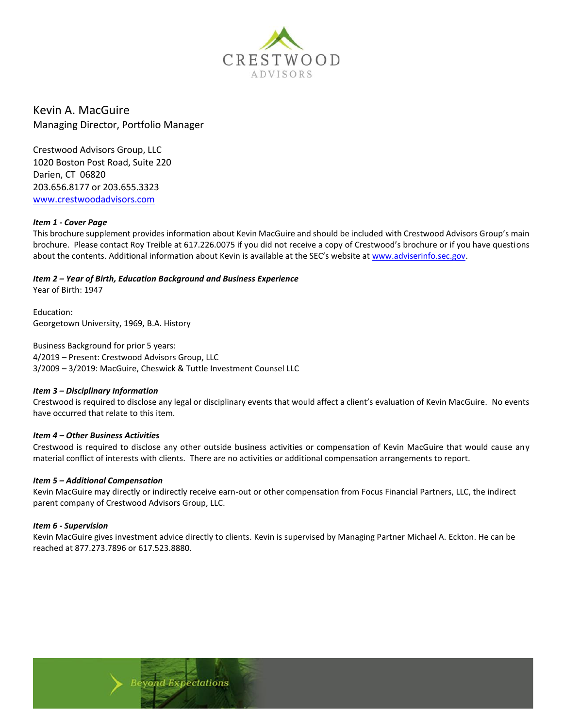CRESTWOOD
ADVISORS

# Kevin A. MacGuire

Managing Director, Portfolio Manager

Crestwood Advisors Group, LLC
1020 Boston Post Road, Suite 220
Darien, CT 06820
203.656.8177 or 203.655.3323
www.crestwoodadvisors.com

***Item 1 - Cover Page***

This brochure supplement provides information about Kevin MacGuire and should be included with Crestwood Advisors Group's main brochure. Please contact Roy Treible at 617.226.0075 if you did not receive a copy of Crestwood's brochure or if you have questions about the contents. Additional information about Kevin is available at the SEC's website at www.adviserinfo.sec.gov.

***Item 2 – Year of Birth, Education Background and Business Experience***

Year of Birth: 1947

Education:
Georgetown University, 1969, B.A. History

Business Background for prior 5 years:
4/2019 – Present: Crestwood Advisors Group, LLC
3/2009 – 3/2019: MacGuire, Cheswick & Tuttle Investment Counsel LLC

***Item 3 – Disciplinary Information***

Crestwood is required to disclose any legal or disciplinary events that would affect a client's evaluation of Kevin MacGuire. No events have occurred that relate to this item.

***Item 4 – Other Business Activities***

Crestwood is required to disclose any other outside business activities or compensation of Kevin MacGuire that would cause any material conflict of interests with clients. There are no activities or additional compensation arrangements to report.

***Item 5 – Additional Compensation***

Kevin MacGuire may directly or indirectly receive earn-out or other compensation from Focus Financial Partners, LLC, the indirect parent company of Crestwood Advisors Group, LLC.

***Item 6 - Supervision***

Kevin MacGuire gives investment advice directly to clients. Kevin is supervised by Managing Partner Michael A. Eckton. He can be reached at 877.273.7896 or 617.523.8880.

Beyond Expectations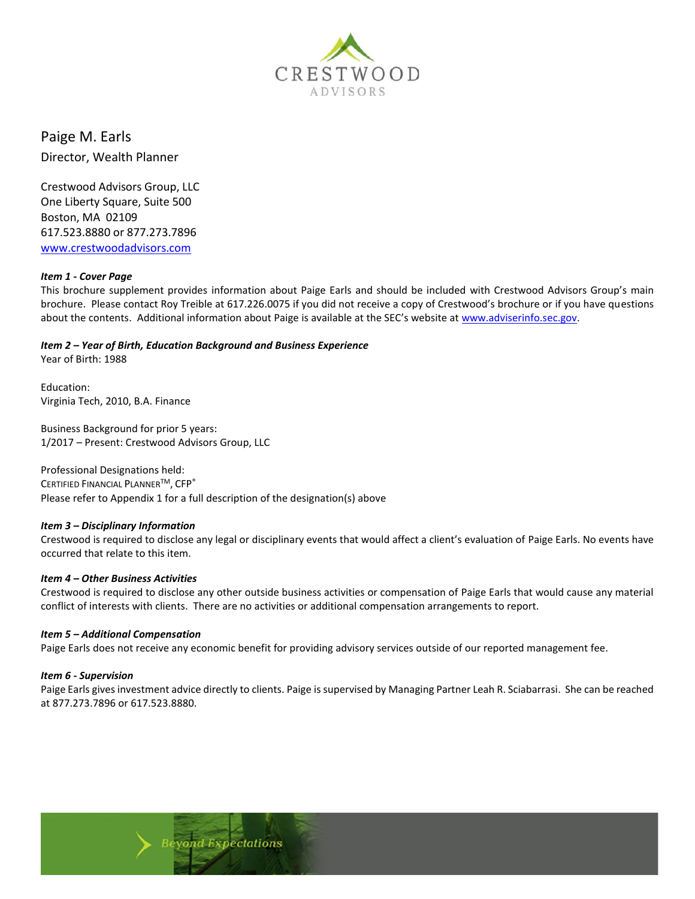# Paige M. Earls

Director, Wealth Planner

Crestwood Advisors Group, LLC
One Liberty Square, Suite 500
Boston, MA 02109
617.523.8880 or 877.273.7896
www.crestwoodadvisors.com

***Item 1 - Cover Page***

This brochure supplement provides information about Paige Earls and should be included with Crestwood Advisors Group's main brochure. Please contact Roy Treible at 617.226.0075 if you did not receive a copy of Crestwood's brochure or if you have questions about the contents. Additional information about Paige is available at the SEC's website at www.adviserinfo.sec.gov.

***Item 2 – Year of Birth, Education Background and Business Experience***

Year of Birth: 1988

Education:
Virginia Tech, 2010, B.A. Finance

Business Background for prior 5 years:
1/2017 – Present: Crestwood Advisors Group, LLC

Professional Designations held:
CERTIFIED FINANCIAL PLANNER™, CFP®
Please refer to Appendix 1 for a full description of the designation(s) above

***Item 3 – Disciplinary Information***

Crestwood is required to disclose any legal or disciplinary events that would affect a client's evaluation of Paige Earls. No events have occurred that relate to this item.

***Item 4 – Other Business Activities***

Crestwood is required to disclose any other outside business activities or compensation of Paige Earls that would cause any material conflict of interests with clients. There are no activities or additional compensation arrangements to report.

***Item 5 – Additional Compensation***

Paige Earls does not receive any economic benefit for providing advisory services outside of our reported management fee.

***Item 6 - Supervision***

Paige Earls gives investment advice directly to clients. Paige is supervised by Managing Partner Leah R. Sciabarrasi. She can be reached at 877.273.7896 or 617.523.8880.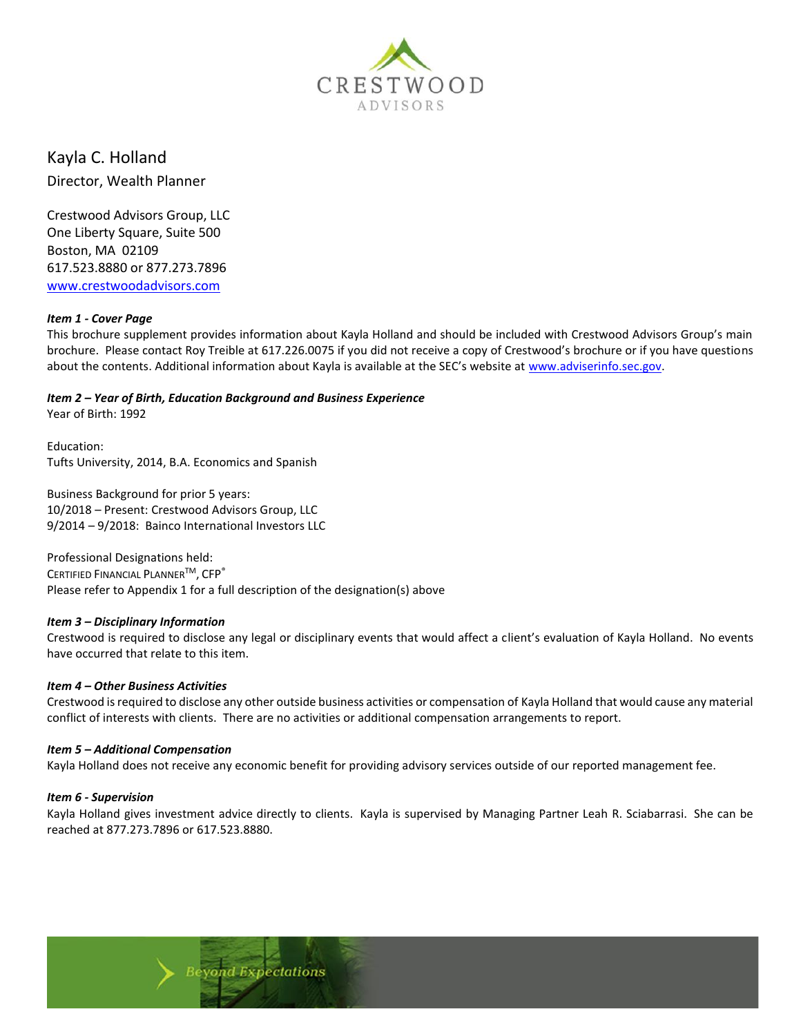CRESTWOOD ADVISORS

# Kayla C. Holland

Director, Wealth Planner

Crestwood Advisors Group, LLC
One Liberty Square, Suite 500
Boston, MA 02109
617.523.8880 or 877.273.7896
www.crestwoodadvisors.com

***Item 1 - Cover Page***

This brochure supplement provides information about Kayla Holland and should be included with Crestwood Advisors Group's main brochure. Please contact Roy Treible at 617.226.0075 if you did not receive a copy of Crestwood's brochure or if you have questions about the contents. Additional information about Kayla is available at the SEC's website at www.adviserinfo.sec.gov.

***Item 2 – Year of Birth, Education Background and Business Experience***

Year of Birth: 1992

Education:
Tufts University, 2014, B.A. Economics and Spanish

Business Background for prior 5 years:
10/2018 – Present: Crestwood Advisors Group, LLC
9/2014 – 9/2018: Bainco International Investors LLC

Professional Designations held:
CERTIFIED FINANCIAL PLANNER™, CFP®
Please refer to Appendix 1 for a full description of the designation(s) above

***Item 3 – Disciplinary Information***

Crestwood is required to disclose any legal or disciplinary events that would affect a client's evaluation of Kayla Holland. No events have occurred that relate to this item.

***Item 4 – Other Business Activities***

Crestwood is required to disclose any other outside business activities or compensation of Kayla Holland that would cause any material conflict of interests with clients. There are no activities or additional compensation arrangements to report.

***Item 5 – Additional Compensation***

Kayla Holland does not receive any economic benefit for providing advisory services outside of our reported management fee.

***Item 6 - Supervision***

Kayla Holland gives investment advice directly to clients. Kayla is supervised by Managing Partner Leah R. Sciabarrasi. She can be reached at 877.273.7896 or 617.523.8880.

Beyond Expectations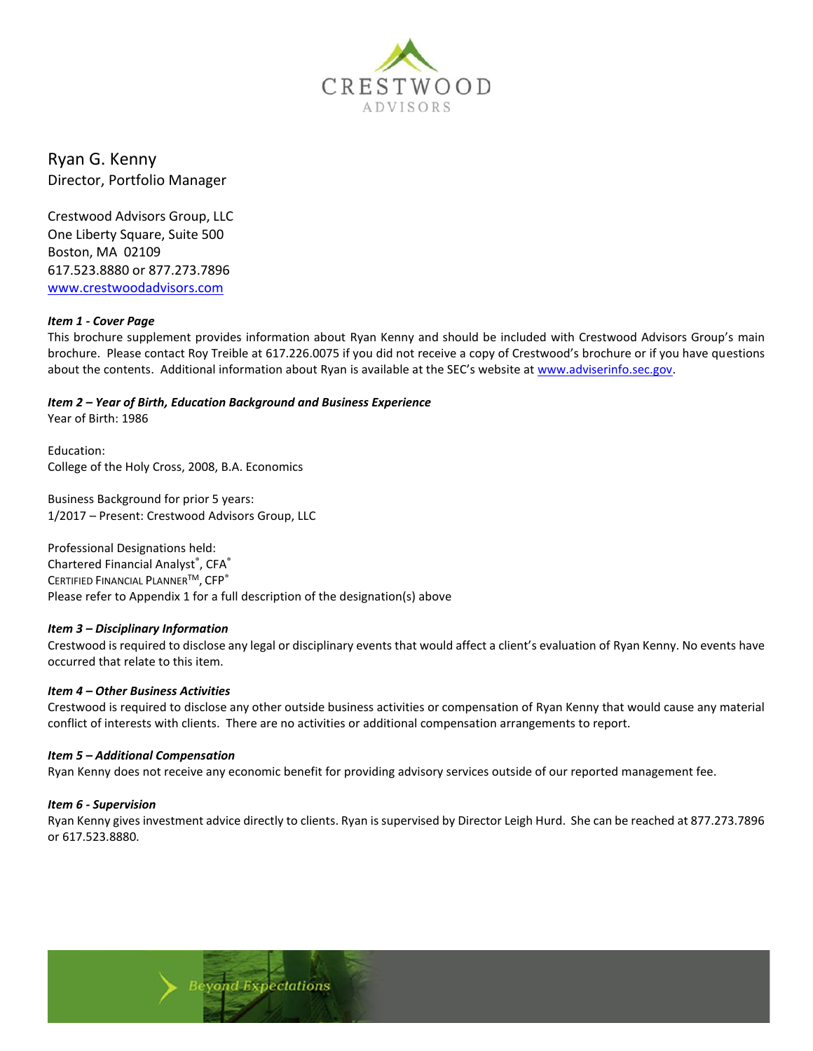CRESTWOOD
ADVISORS

Ryan G. Kenny
Director, Portfolio Manager

Crestwood Advisors Group, LLC
One Liberty Square, Suite 500
Boston, MA 02109
617.523.8880 or 877.273.7896
[www.crestwoodadvisors.com](http://www.crestwoodadvisors.com)

***Item 1 - Cover Page***

This brochure supplement provides information about Ryan Kenny and should be included with Crestwood Advisors Group's main brochure. Please contact Roy Treible at 617.226.0075 if you did not receive a copy of Crestwood's brochure or if you have questions about the contents. Additional information about Ryan is available at the SEC's website at [www.adviserinfo.sec.gov](http://www.adviserinfo.sec.gov).

***Item 2 – Year of Birth, Education Background and Business Experience***

Year of Birth: 1986

Education:
College of the Holy Cross, 2008, B.A. Economics

Business Background for prior 5 years:
1/2017 – Present: Crestwood Advisors Group, LLC

Professional Designations held:
Chartered Financial Analyst®, CFA®
CERTIFIED FINANCIAL PLANNER™, CFP®
Please refer to Appendix 1 for a full description of the designation(s) above

***Item 3 – Disciplinary Information***

Crestwood is required to disclose any legal or disciplinary events that would affect a client's evaluation of Ryan Kenny. No events have occurred that relate to this item.

***Item 4 – Other Business Activities***

Crestwood is required to disclose any other outside business activities or compensation of Ryan Kenny that would cause any material conflict of interests with clients. There are no activities or additional compensation arrangements to report.

***Item 5 – Additional Compensation***

Ryan Kenny does not receive any economic benefit for providing advisory services outside of our reported management fee.

***Item 6 - Supervision***

Ryan Kenny gives investment advice directly to clients. Ryan is supervised by Director Leigh Hurd. She can be reached at 877.273.7896 or 617.523.8880.

Beyond Expectations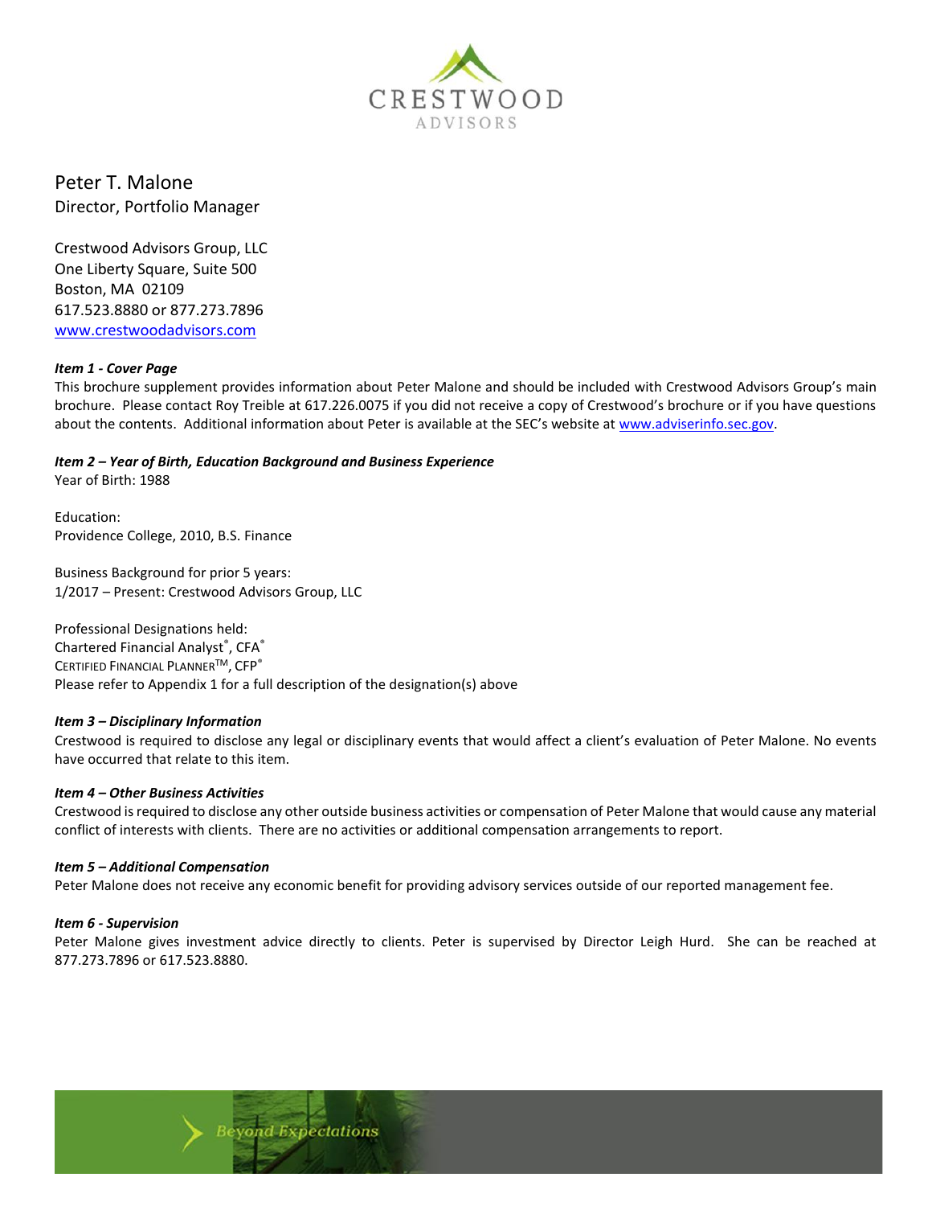Peter T. Malone
Director, Portfolio Manager

Crestwood Advisors Group, LLC
One Liberty Square, Suite 500
Boston, MA 02109
617.523.8880 or 877.273.7896
www.crestwoodadvisors.com

***Item 1 - Cover Page***
This brochure supplement provides information about Peter Malone and should be included with Crestwood Advisors Group's main brochure. Please contact Roy Treible at 617.226.0075 if you did not receive a copy of Crestwood's brochure or if you have questions about the contents. Additional information about Peter is available at the SEC's website at www.adviserinfo.sec.gov.

***Item 2 – Year of Birth, Education Background and Business Experience***
Year of Birth: 1988

Education:
Providence College, 2010, B.S. Finance

Business Background for prior 5 years:
1/2017 – Present: Crestwood Advisors Group, LLC

Professional Designations held:
Chartered Financial Analyst®, CFA®
CERTIFIED FINANCIAL PLANNER™, CFP®
Please refer to Appendix 1 for a full description of the designation(s) above

***Item 3 – Disciplinary Information***
Crestwood is required to disclose any legal or disciplinary events that would affect a client's evaluation of Peter Malone. No events have occurred that relate to this item.

***Item 4 – Other Business Activities***
Crestwood is required to disclose any other outside business activities or compensation of Peter Malone that would cause any material conflict of interests with clients. There are no activities or additional compensation arrangements to report.

***Item 5 – Additional Compensation***
Peter Malone does not receive any economic benefit for providing advisory services outside of our reported management fee.

***Item 6 - Supervision***
Peter Malone gives investment advice directly to clients. Peter is supervised by Director Leigh Hurd. She can be reached at 877.273.7896 or 617.523.8880.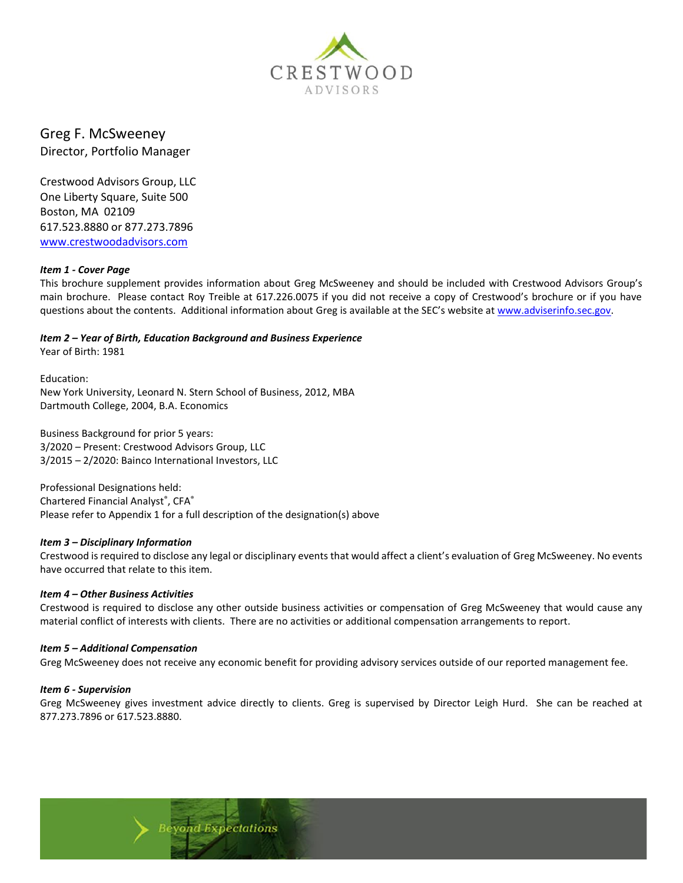CRESTWOOD
ADVISORS

# Greg F. McSweeney
Director, Portfolio Manager

Crestwood Advisors Group, LLC
One Liberty Square, Suite 500
Boston, MA 02109
617.523.8880 or 877.273.7896
[www.crestwoodadvisors.com](http://www.crestwoodadvisors.com)

***Item 1 - Cover Page***

This brochure supplement provides information about Greg McSweeney and should be included with Crestwood Advisors Group's main brochure. Please contact Roy Treible at 617.226.0075 if you did not receive a copy of Crestwood's brochure or if you have questions about the contents. Additional information about Greg is available at the SEC's website at [www.adviserinfo.sec.gov](http://www.adviserinfo.sec.gov).

***Item 2 – Year of Birth, Education Background and Business Experience***

Year of Birth: 1981

Education:
New York University, Leonard N. Stern School of Business, 2012, MBA
Dartmouth College, 2004, B.A. Economics

Business Background for prior 5 years:
3/2020 – Present: Crestwood Advisors Group, LLC
3/2015 – 2/2020: Bainco International Investors, LLC

Professional Designations held:
Chartered Financial Analyst®, CFA®
Please refer to Appendix 1 for a full description of the designation(s) above

***Item 3 – Disciplinary Information***

Crestwood is required to disclose any legal or disciplinary events that would affect a client's evaluation of Greg McSweeney. No events have occurred that relate to this item.

***Item 4 – Other Business Activities***

Crestwood is required to disclose any other outside business activities or compensation of Greg McSweeney that would cause any material conflict of interests with clients. There are no activities or additional compensation arrangements to report.

***Item 5 – Additional Compensation***

Greg McSweeney does not receive any economic benefit for providing advisory services outside of our reported management fee.

***Item 6 - Supervision***

Greg McSweeney gives investment advice directly to clients. Greg is supervised by Director Leigh Hurd. She can be reached at 877.273.7896 or 617.523.8880.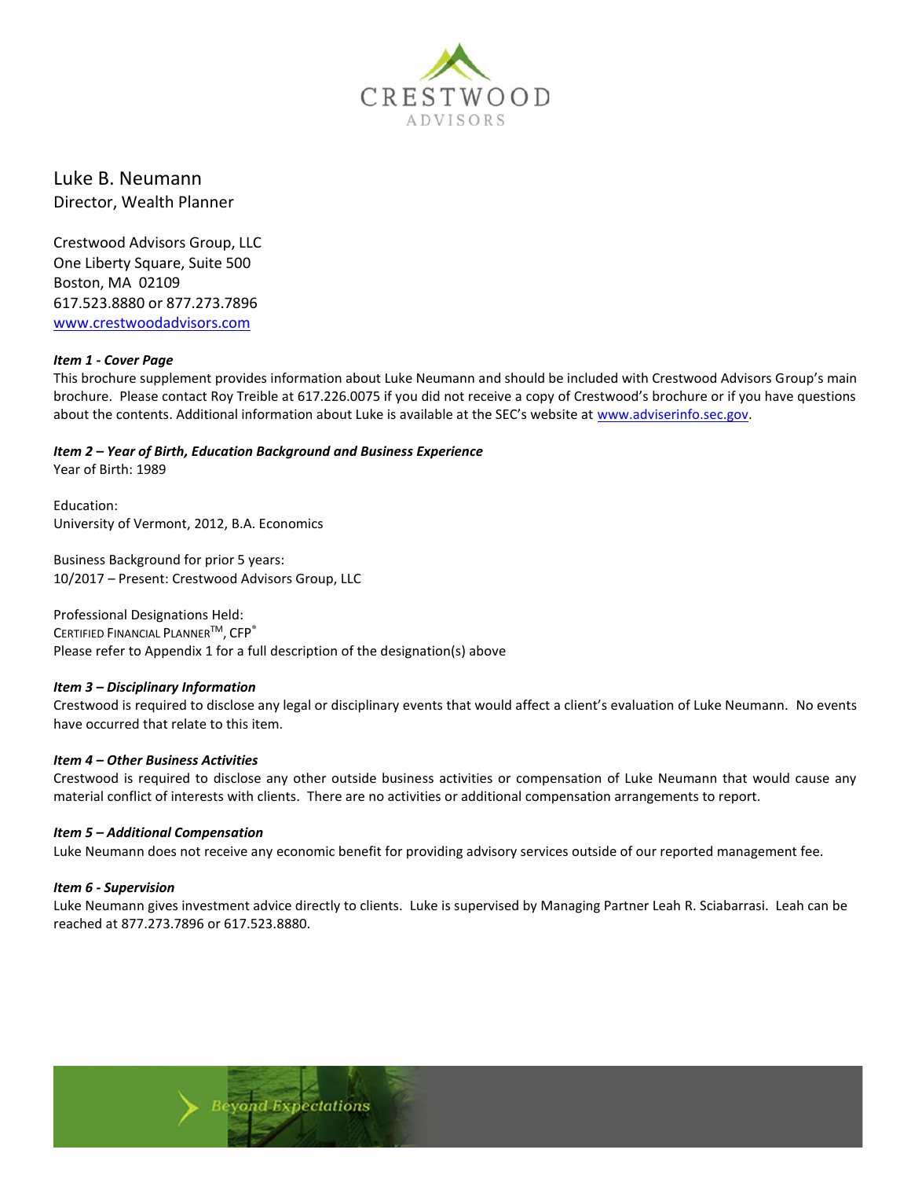CRESTWOOD
ADVISORS

# Luke B. Neumann

Director, Wealth Planner

Crestwood Advisors Group, LLC
One Liberty Square, Suite 500
Boston, MA 02109
617.523.8880 or 877.273.7896
www.crestwoodadvisors.com

***Item 1 - Cover Page***

This brochure supplement provides information about Luke Neumann and should be included with Crestwood Advisors Group's main brochure. Please contact Roy Treible at 617.226.0075 if you did not receive a copy of Crestwood's brochure or if you have questions about the contents. Additional information about Luke is available at the SEC's website at www.adviserinfo.sec.gov.

***Item 2 – Year of Birth, Education Background and Business Experience***

Year of Birth: 1989

Education:
University of Vermont, 2012, B.A. Economics

Business Background for prior 5 years:
10/2017 – Present: Crestwood Advisors Group, LLC

Professional Designations Held:
CERTIFIED FINANCIAL PLANNER™, CFP®
Please refer to Appendix 1 for a full description of the designation(s) above

***Item 3 – Disciplinary Information***

Crestwood is required to disclose any legal or disciplinary events that would affect a client's evaluation of Luke Neumann. No events have occurred that relate to this item.

***Item 4 – Other Business Activities***

Crestwood is required to disclose any other outside business activities or compensation of Luke Neumann that would cause any material conflict of interests with clients. There are no activities or additional compensation arrangements to report.

***Item 5 – Additional Compensation***

Luke Neumann does not receive any economic benefit for providing advisory services outside of our reported management fee.

***Item 6 - Supervision***

Luke Neumann gives investment advice directly to clients. Luke is supervised by Managing Partner Leah R. Sciabarrasi. Leah can be reached at 877.273.7896 or 617.523.8880.

Beyond Expectations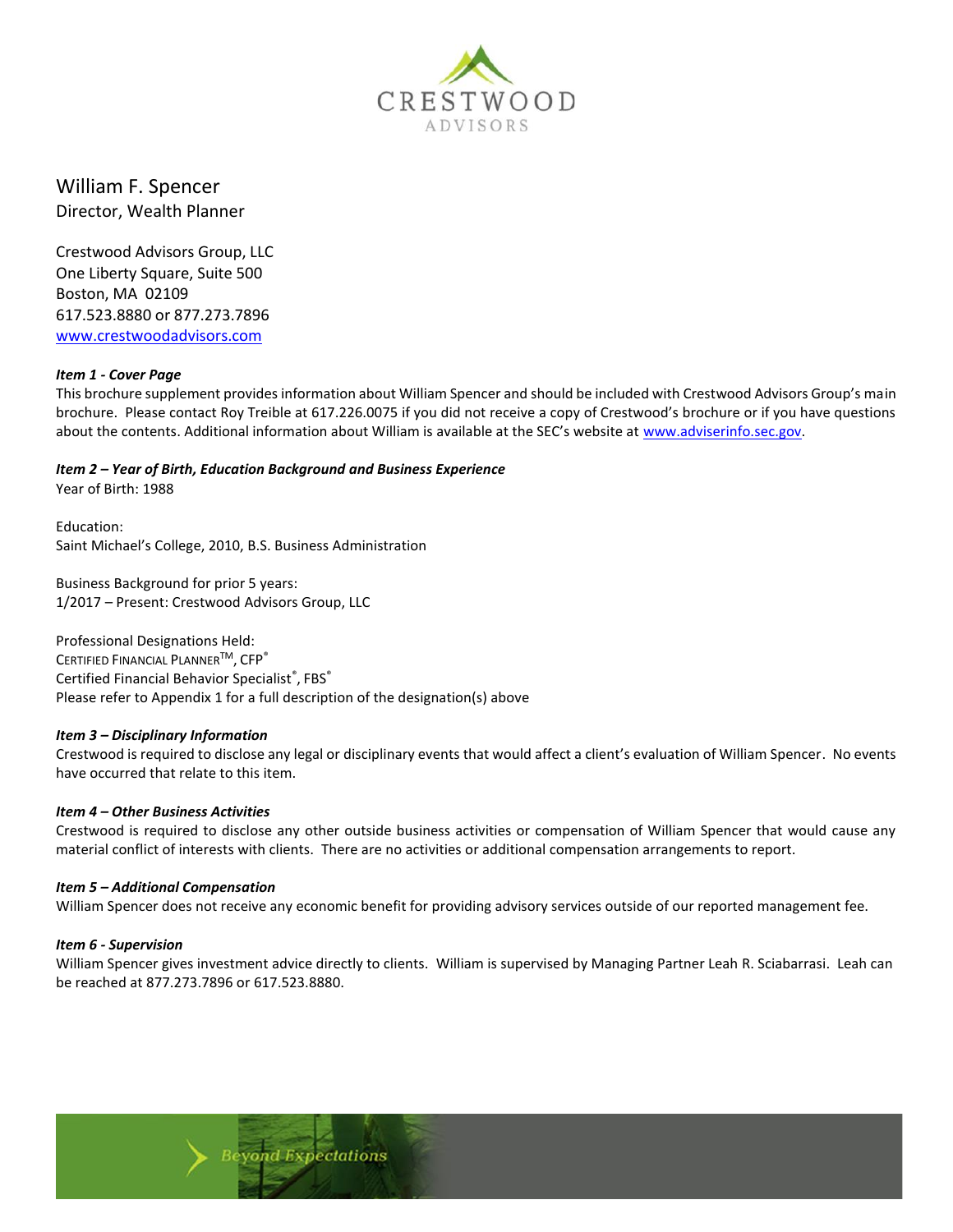CRESTWOOD
ADVISORS

William F. Spencer
Director, Wealth Planner

Crestwood Advisors Group, LLC
One Liberty Square, Suite 500
Boston, MA 02109
617.523.8880 or 877.273.7896
www.crestwoodadvisors.com

***Item 1 - Cover Page***
This brochure supplement provides information about William Spencer and should be included with Crestwood Advisors Group's main brochure. Please contact Roy Treible at 617.226.0075 if you did not receive a copy of Crestwood's brochure or if you have questions about the contents. Additional information about William is available at the SEC's website at www.adviserinfo.sec.gov.

***Item 2 – Year of Birth, Education Background and Business Experience***
Year of Birth: 1988

Education:
Saint Michael's College, 2010, B.S. Business Administration

Business Background for prior 5 years:
1/2017 – Present: Crestwood Advisors Group, LLC

Professional Designations Held:
CERTIFIED FINANCIAL PLANNER™, CFP®
Certified Financial Behavior Specialist®, FBS®
Please refer to Appendix 1 for a full description of the designation(s) above

***Item 3 – Disciplinary Information***
Crestwood is required to disclose any legal or disciplinary events that would affect a client's evaluation of William Spencer. No events have occurred that relate to this item.

***Item 4 – Other Business Activities***
Crestwood is required to disclose any other outside business activities or compensation of William Spencer that would cause any material conflict of interests with clients. There are no activities or additional compensation arrangements to report.

***Item 5 – Additional Compensation***
William Spencer does not receive any economic benefit for providing advisory services outside of our reported management fee.

***Item 6 - Supervision***
William Spencer gives investment advice directly to clients. William is supervised by Managing Partner Leah R. Sciabarrasi. Leah can be reached at 877.273.7896 or 617.523.8880.

Beyond Expectations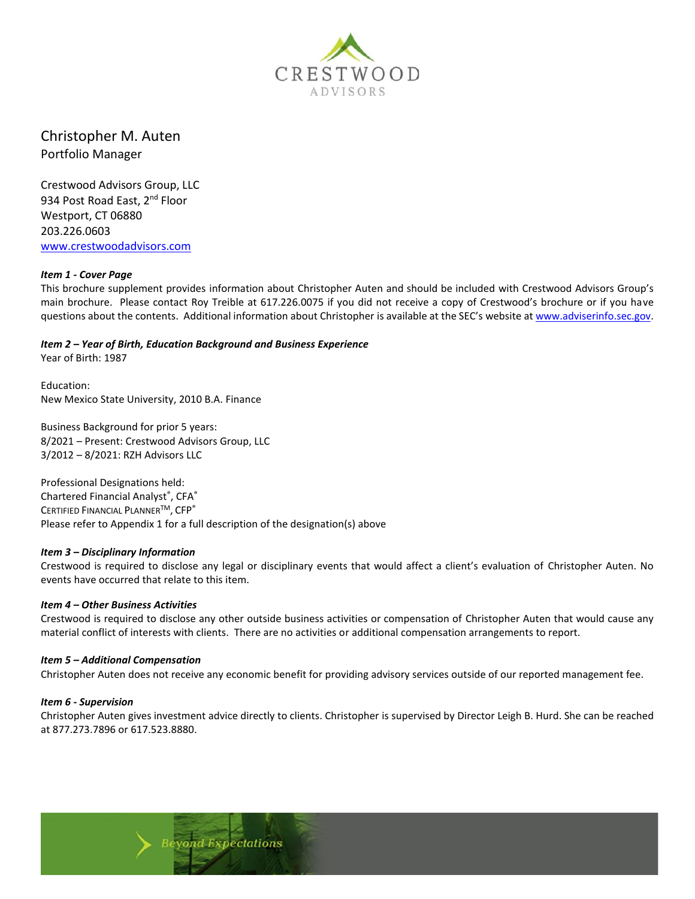CRESTWOOD
ADVISORS

# Christopher M. Auten
Portfolio Manager

Crestwood Advisors Group, LLC
934 Post Road East, 2nd Floor
Westport, CT 06880
203.226.0603
www.crestwoodadvisors.com

***Item 1 - Cover Page***

This brochure supplement provides information about Christopher Auten and should be included with Crestwood Advisors Group's main brochure. Please contact Roy Treible at 617.226.0075 if you did not receive a copy of Crestwood's brochure or if you have questions about the contents. Additional information about Christopher is available at the SEC's website at www.adviserinfo.sec.gov.

***Item 2 – Year of Birth, Education Background and Business Experience***

Year of Birth: 1987

Education:
New Mexico State University, 2010 B.A. Finance

Business Background for prior 5 years:
8/2021 – Present: Crestwood Advisors Group, LLC
3/2012 – 8/2021: RZH Advisors LLC

Professional Designations held:
Chartered Financial Analyst®, CFA®
CERTIFIED FINANCIAL PLANNER™, CFP®
Please refer to Appendix 1 for a full description of the designation(s) above

***Item 3 – Disciplinary Information***

Crestwood is required to disclose any legal or disciplinary events that would affect a client's evaluation of Christopher Auten. No events have occurred that relate to this item.

***Item 4 – Other Business Activities***

Crestwood is required to disclose any other outside business activities or compensation of Christopher Auten that would cause any material conflict of interests with clients. There are no activities or additional compensation arrangements to report.

***Item 5 – Additional Compensation***

Christopher Auten does not receive any economic benefit for providing advisory services outside of our reported management fee.

***Item 6 - Supervision***

Christopher Auten gives investment advice directly to clients. Christopher is supervised by Director Leigh B. Hurd. She can be reached at 877.273.7896 or 617.523.8880.

Beyond Expectations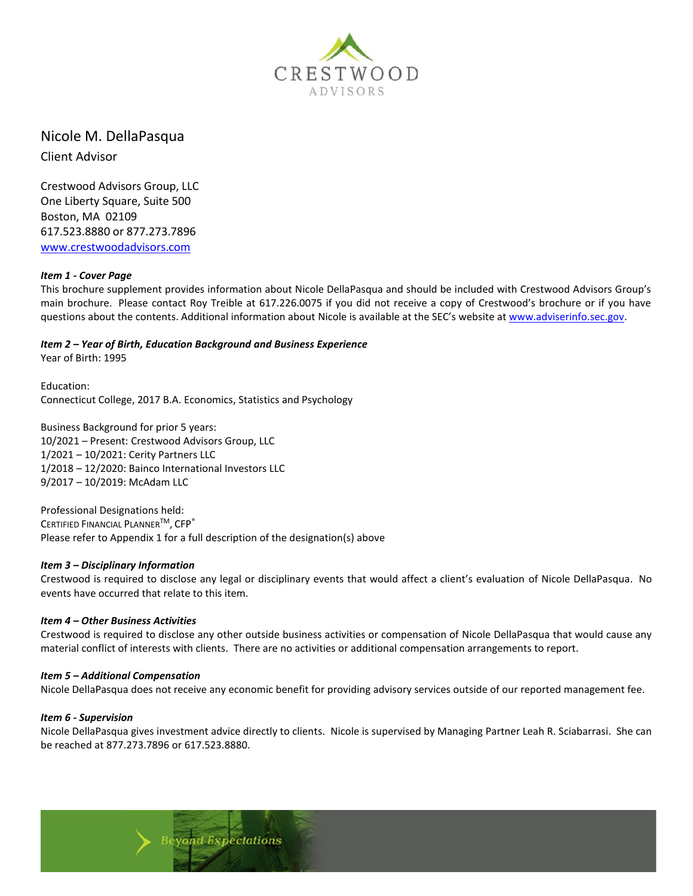# Nicole M. DellaPasqua

Client Advisor

Crestwood Advisors Group, LLC
One Liberty Square, Suite 500
Boston, MA 02109
617.523.8880 or 877.273.7896
www.crestwoodadvisors.com

***Item 1 - Cover Page***

This brochure supplement provides information about Nicole DellaPasqua and should be included with Crestwood Advisors Group's main brochure. Please contact Roy Treible at 617.226.0075 if you did not receive a copy of Crestwood's brochure or if you have questions about the contents. Additional information about Nicole is available at the SEC's website at www.adviserinfo.sec.gov.

***Item 2 – Year of Birth, Education Background and Business Experience***

Year of Birth: 1995

Education:
Connecticut College, 2017 B.A. Economics, Statistics and Psychology

Business Background for prior 5 years:
10/2021 – Present: Crestwood Advisors Group, LLC
1/2021 – 10/2021: Cerity Partners LLC
1/2018 – 12/2020: Bainco International Investors LLC
9/2017 – 10/2019: McAdam LLC

Professional Designations held:
CERTIFIED FINANCIAL PLANNER™, CFP®
Please refer to Appendix 1 for a full description of the designation(s) above

***Item 3 – Disciplinary Information***

Crestwood is required to disclose any legal or disciplinary events that would affect a client's evaluation of Nicole DellaPasqua. No events have occurred that relate to this item.

***Item 4 – Other Business Activities***

Crestwood is required to disclose any other outside business activities or compensation of Nicole DellaPasqua that would cause any material conflict of interests with clients. There are no activities or additional compensation arrangements to report.

***Item 5 – Additional Compensation***

Nicole DellaPasqua does not receive any economic benefit for providing advisory services outside of our reported management fee.

***Item 6 - Supervision***

Nicole DellaPasqua gives investment advice directly to clients. Nicole is supervised by Managing Partner Leah R. Sciabarrasi. She can be reached at 877.273.7896 or 617.523.8880.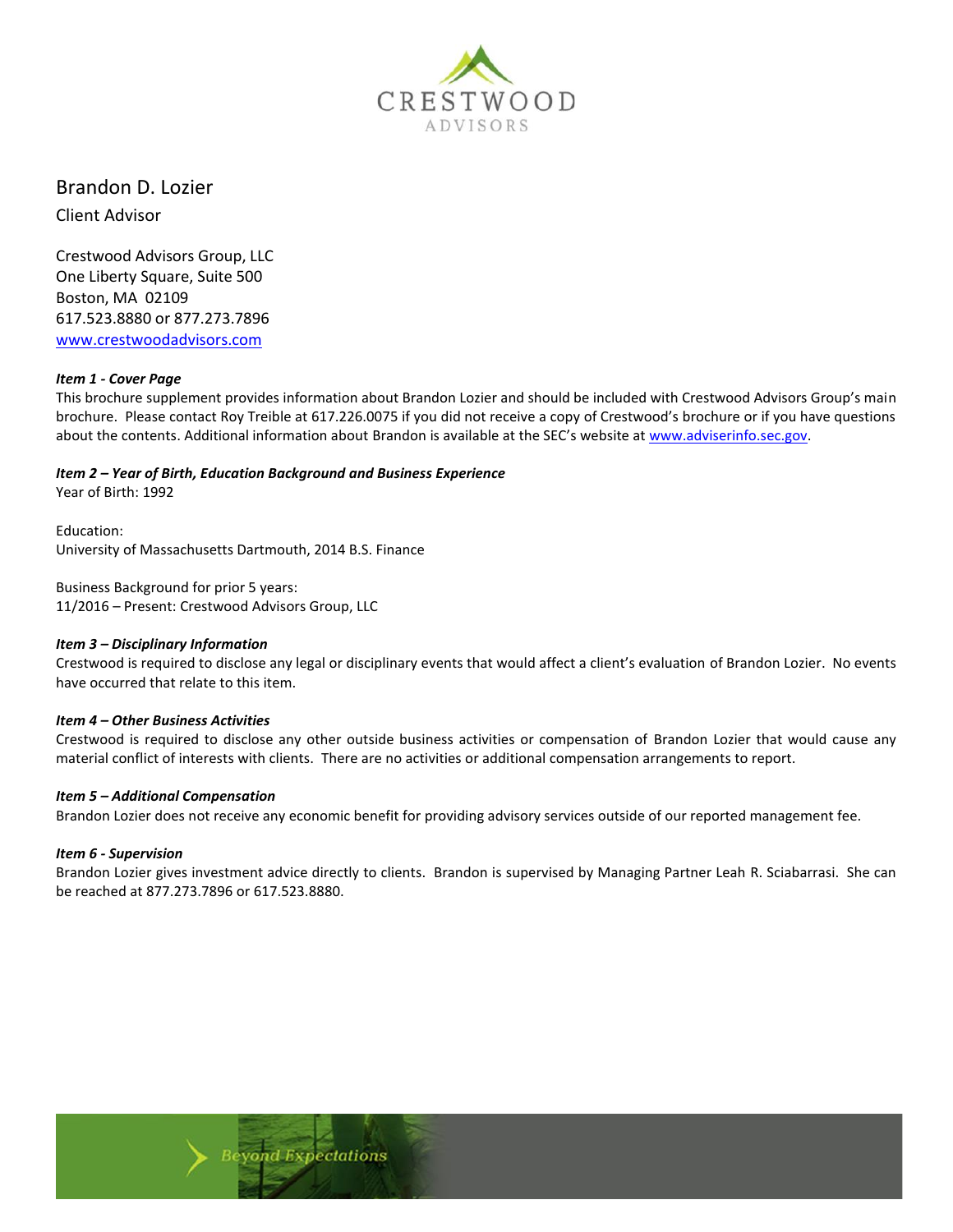CRESTWOOD
ADVISORS

# Brandon D. Lozier

Client Advisor

Crestwood Advisors Group, LLC
One Liberty Square, Suite 500
Boston, MA 02109
617.523.8880 or 877.273.7896
www.crestwoodadvisors.com

***Item 1 - Cover Page***

This brochure supplement provides information about Brandon Lozier and should be included with Crestwood Advisors Group's main brochure. Please contact Roy Treible at 617.226.0075 if you did not receive a copy of Crestwood's brochure or if you have questions about the contents. Additional information about Brandon is available at the SEC's website at www.adviserinfo.sec.gov.

***Item 2 – Year of Birth, Education Background and Business Experience***

Year of Birth: 1992

Education:
University of Massachusetts Dartmouth, 2014 B.S. Finance

Business Background for prior 5 years:
11/2016 – Present: Crestwood Advisors Group, LLC

***Item 3 – Disciplinary Information***

Crestwood is required to disclose any legal or disciplinary events that would affect a client's evaluation of Brandon Lozier. No events have occurred that relate to this item.

***Item 4 – Other Business Activities***

Crestwood is required to disclose any other outside business activities or compensation of Brandon Lozier that would cause any material conflict of interests with clients. There are no activities or additional compensation arrangements to report.

***Item 5 – Additional Compensation***

Brandon Lozier does not receive any economic benefit for providing advisory services outside of our reported management fee.

***Item 6 - Supervision***

Brandon Lozier gives investment advice directly to clients. Brandon is supervised by Managing Partner Leah R. Sciabarrasi. She can be reached at 877.273.7896 or 617.523.8880.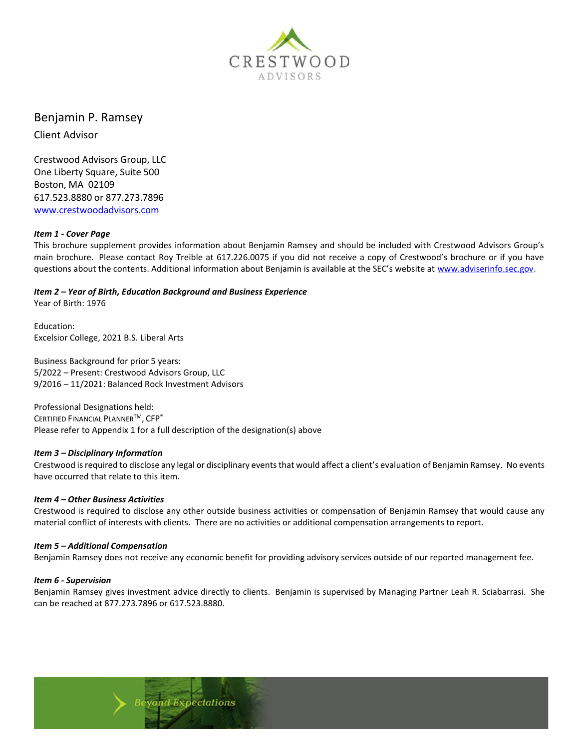# Benjamin P. Ramsey

Client Advisor

Crestwood Advisors Group, LLC
One Liberty Square, Suite 500
Boston, MA 02109
617.523.8880 or 877.273.7896
www.crestwoodadvisors.com

***Item 1 - Cover Page***

This brochure supplement provides information about Benjamin Ramsey and should be included with Crestwood Advisors Group's main brochure. Please contact Roy Treible at 617.226.0075 if you did not receive a copy of Crestwood's brochure or if you have questions about the contents. Additional information about Benjamin is available at the SEC's website at www.adviserinfo.sec.gov.

***Item 2 – Year of Birth, Education Background and Business Experience***

Year of Birth: 1976

Education:
Excelsior College, 2021 B.S. Liberal Arts

Business Background for prior 5 years:
5/2022 – Present: Crestwood Advisors Group, LLC
9/2016 – 11/2021: Balanced Rock Investment Advisors

Professional Designations held:
CERTIFIED FINANCIAL PLANNER™, CFP®
Please refer to Appendix 1 for a full description of the designation(s) above

***Item 3 – Disciplinary Information***

Crestwood is required to disclose any legal or disciplinary events that would affect a client's evaluation of Benjamin Ramsey. No events have occurred that relate to this item.

***Item 4 – Other Business Activities***

Crestwood is required to disclose any other outside business activities or compensation of Benjamin Ramsey that would cause any material conflict of interests with clients. There are no activities or additional compensation arrangements to report.

***Item 5 – Additional Compensation***

Benjamin Ramsey does not receive any economic benefit for providing advisory services outside of our reported management fee.

***Item 6 - Supervision***

Benjamin Ramsey gives investment advice directly to clients. Benjamin is supervised by Managing Partner Leah R. Sciabarrasi. She can be reached at 877.273.7896 or 617.523.8880.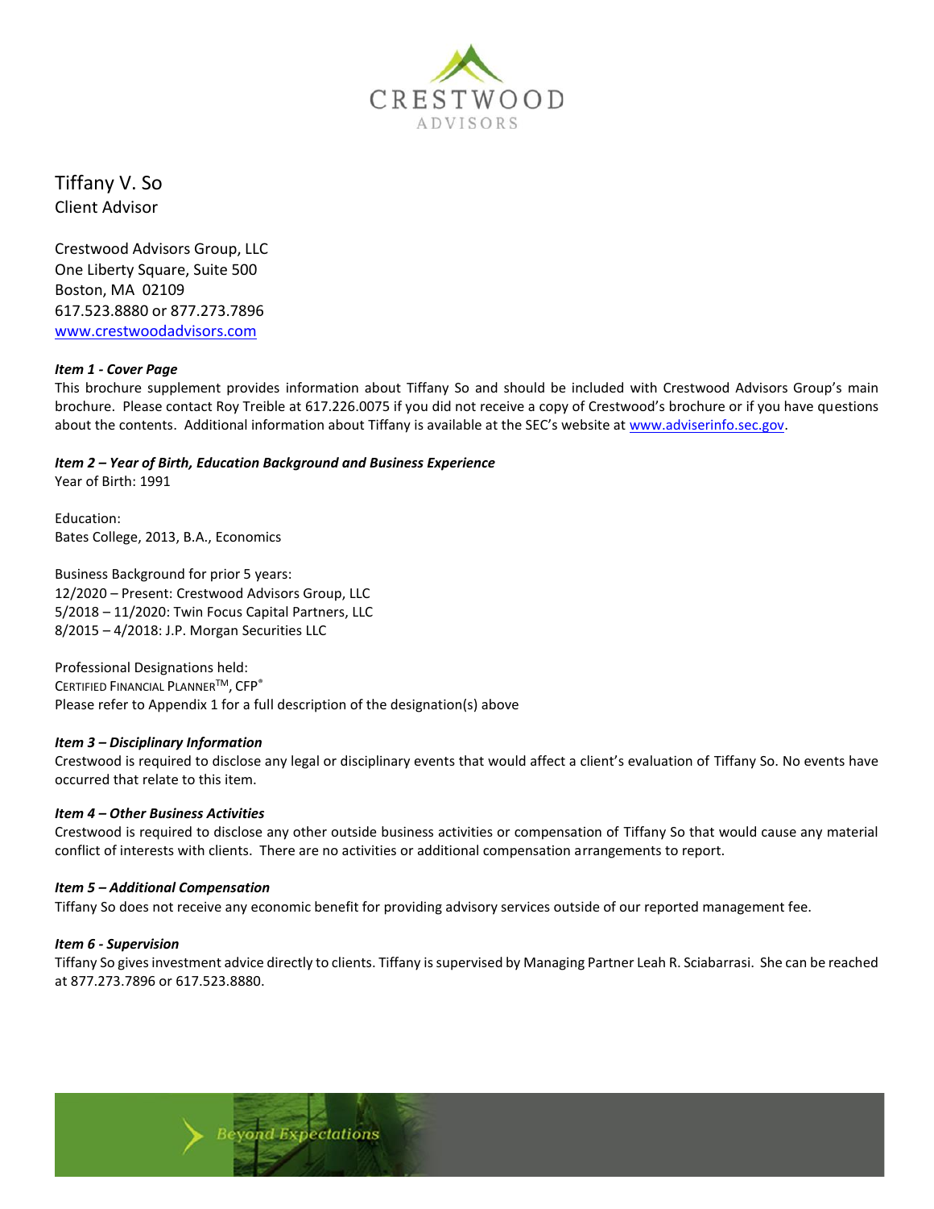CRESTWOOD
ADVISORS

# Tiffany V. So

Client Advisor

Crestwood Advisors Group, LLC
One Liberty Square, Suite 500
Boston, MA 02109
617.523.8880 or 877.273.7896
www.crestwoodadvisors.com

***Item 1 - Cover Page***

This brochure supplement provides information about Tiffany So and should be included with Crestwood Advisors Group's main brochure. Please contact Roy Treible at 617.226.0075 if you did not receive a copy of Crestwood's brochure or if you have questions about the contents. Additional information about Tiffany is available at the SEC's website at www.adviserinfo.sec.gov.

***Item 2 – Year of Birth, Education Background and Business Experience***

Year of Birth: 1991

Education:
Bates College, 2013, B.A., Economics

Business Background for prior 5 years:
12/2020 – Present: Crestwood Advisors Group, LLC
5/2018 – 11/2020: Twin Focus Capital Partners, LLC
8/2015 – 4/2018: J.P. Morgan Securities LLC

Professional Designations held:
CERTIFIED FINANCIAL PLANNER™, CFP®
Please refer to Appendix 1 for a full description of the designation(s) above

***Item 3 – Disciplinary Information***

Crestwood is required to disclose any legal or disciplinary events that would affect a client's evaluation of Tiffany So. No events have occurred that relate to this item.

***Item 4 – Other Business Activities***

Crestwood is required to disclose any other outside business activities or compensation of Tiffany So that would cause any material conflict of interests with clients. There are no activities or additional compensation arrangements to report.

***Item 5 – Additional Compensation***

Tiffany So does not receive any economic benefit for providing advisory services outside of our reported management fee.

***Item 6 - Supervision***

Tiffany So gives investment advice directly to clients. Tiffany is supervised by Managing Partner Leah R. Sciabarrasi. She can be reached at 877.273.7896 or 617.523.8880.

Beyond Expectations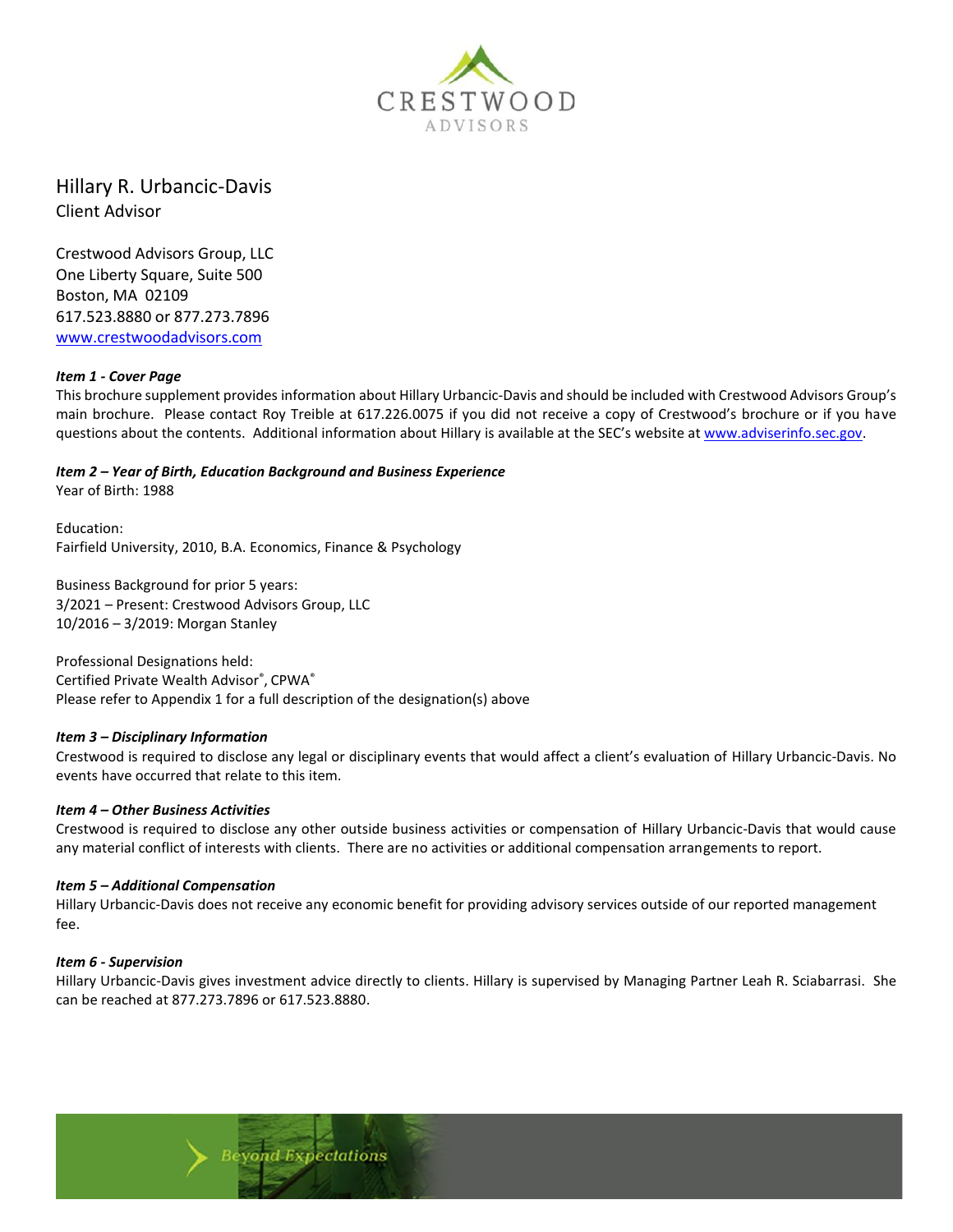CRESTWOOD
ADVISORS

# Hillary R. Urbancic-Davis

Client Advisor

Crestwood Advisors Group, LLC
One Liberty Square, Suite 500
Boston, MA 02109
617.523.8880 or 877.273.7896
[www.crestwoodadvisors.com](http://www.crestwoodadvisors.com)

***Item 1 - Cover Page***

This brochure supplement provides information about Hillary Urbancic-Davis and should be included with Crestwood Advisors Group's main brochure. Please contact Roy Treible at 617.226.0075 if you did not receive a copy of Crestwood's brochure or if you have questions about the contents. Additional information about Hillary is available at the SEC's website at [www.adviserinfo.sec.gov](http://www.adviserinfo.sec.gov).

***Item 2 – Year of Birth, Education Background and Business Experience***

Year of Birth: 1988

Education:
Fairfield University, 2010, B.A. Economics, Finance & Psychology

Business Background for prior 5 years:
3/2021 – Present: Crestwood Advisors Group, LLC
10/2016 – 3/2019: Morgan Stanley

Professional Designations held:
Certified Private Wealth Advisor®, CPWA®
Please refer to Appendix 1 for a full description of the designation(s) above

***Item 3 – Disciplinary Information***

Crestwood is required to disclose any legal or disciplinary events that would affect a client's evaluation of Hillary Urbancic-Davis. No events have occurred that relate to this item.

***Item 4 – Other Business Activities***

Crestwood is required to disclose any other outside business activities or compensation of Hillary Urbancic-Davis that would cause any material conflict of interests with clients. There are no activities or additional compensation arrangements to report.

***Item 5 – Additional Compensation***

Hillary Urbancic-Davis does not receive any economic benefit for providing advisory services outside of our reported management fee.

***Item 6 - Supervision***

Hillary Urbancic-Davis gives investment advice directly to clients. Hillary is supervised by Managing Partner Leah R. Sciabarrasi. She can be reached at 877.273.7896 or 617.523.8880.

Beyond Expectations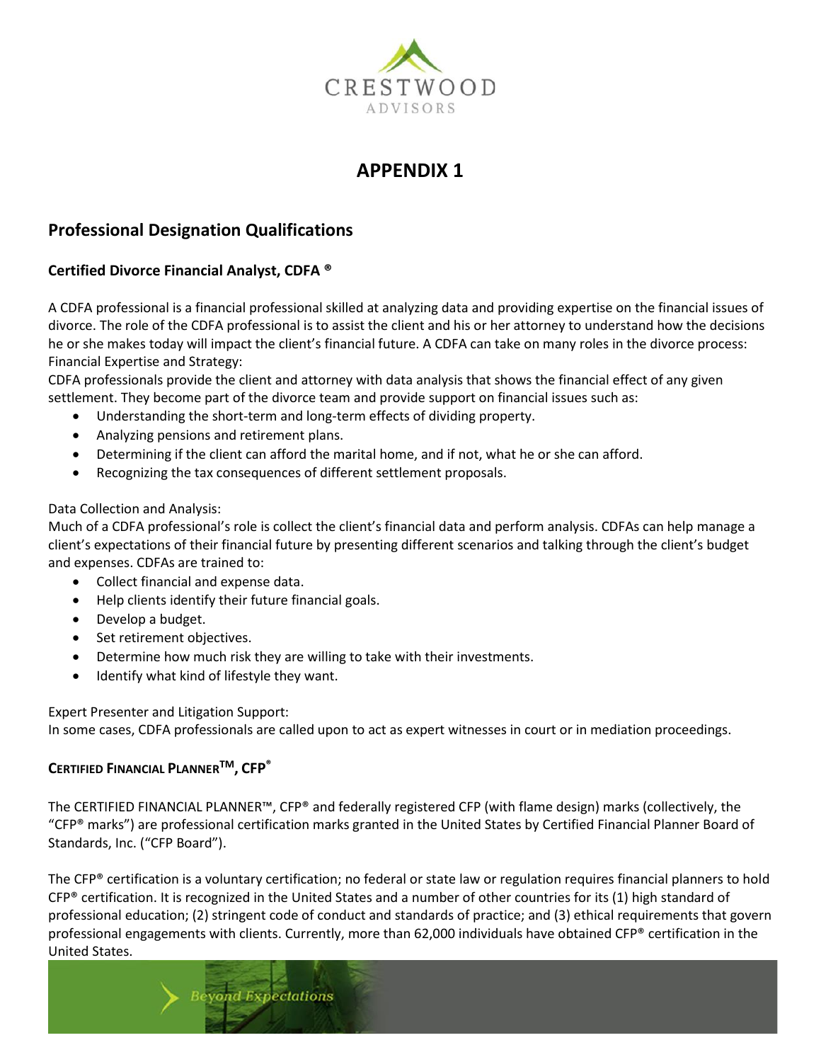# APPENDIX 1

## Professional Designation Qualifications

### Certified Divorce Financial Analyst, CDFA ®

A CDFA professional is a financial professional skilled at analyzing data and providing expertise on the financial issues of divorce. The role of the CDFA professional is to assist the client and his or her attorney to understand how the decisions he or she makes today will impact the client's financial future. A CDFA can take on many roles in the divorce process:
Financial Expertise and Strategy:
CDFA professionals provide the client and attorney with data analysis that shows the financial effect of any given settlement. They become part of the divorce team and provide support on financial issues such as:

- Understanding the short-term and long-term effects of dividing property.
- Analyzing pensions and retirement plans.
- Determining if the client can afford the marital home, and if not, what he or she can afford.
- Recognizing the tax consequences of different settlement proposals.

Data Collection and Analysis:
Much of a CDFA professional's role is collect the client's financial data and perform analysis. CDFAs can help manage a client's expectations of their financial future by presenting different scenarios and talking through the client's budget and expenses. CDFAs are trained to:

- Collect financial and expense data.
- Help clients identify their future financial goals.
- Develop a budget.
- Set retirement objectives.
- Determine how much risk they are willing to take with their investments.
- Identify what kind of lifestyle they want.

Expert Presenter and Litigation Support:
In some cases, CDFA professionals are called upon to act as expert witnesses in court or in mediation proceedings.

### CERTIFIED FINANCIAL PLANNER™, CFP®

The CERTIFIED FINANCIAL PLANNER™, CFP® and federally registered CFP (with flame design) marks (collectively, the "CFP® marks") are professional certification marks granted in the United States by Certified Financial Planner Board of Standards, Inc. ("CFP Board").

The CFP® certification is a voluntary certification; no federal or state law or regulation requires financial planners to hold CFP® certification. It is recognized in the United States and a number of other countries for its (1) high standard of professional education; (2) stringent code of conduct and standards of practice; and (3) ethical requirements that govern professional engagements with clients. Currently, more than 62,000 individuals have obtained CFP® certification in the United States.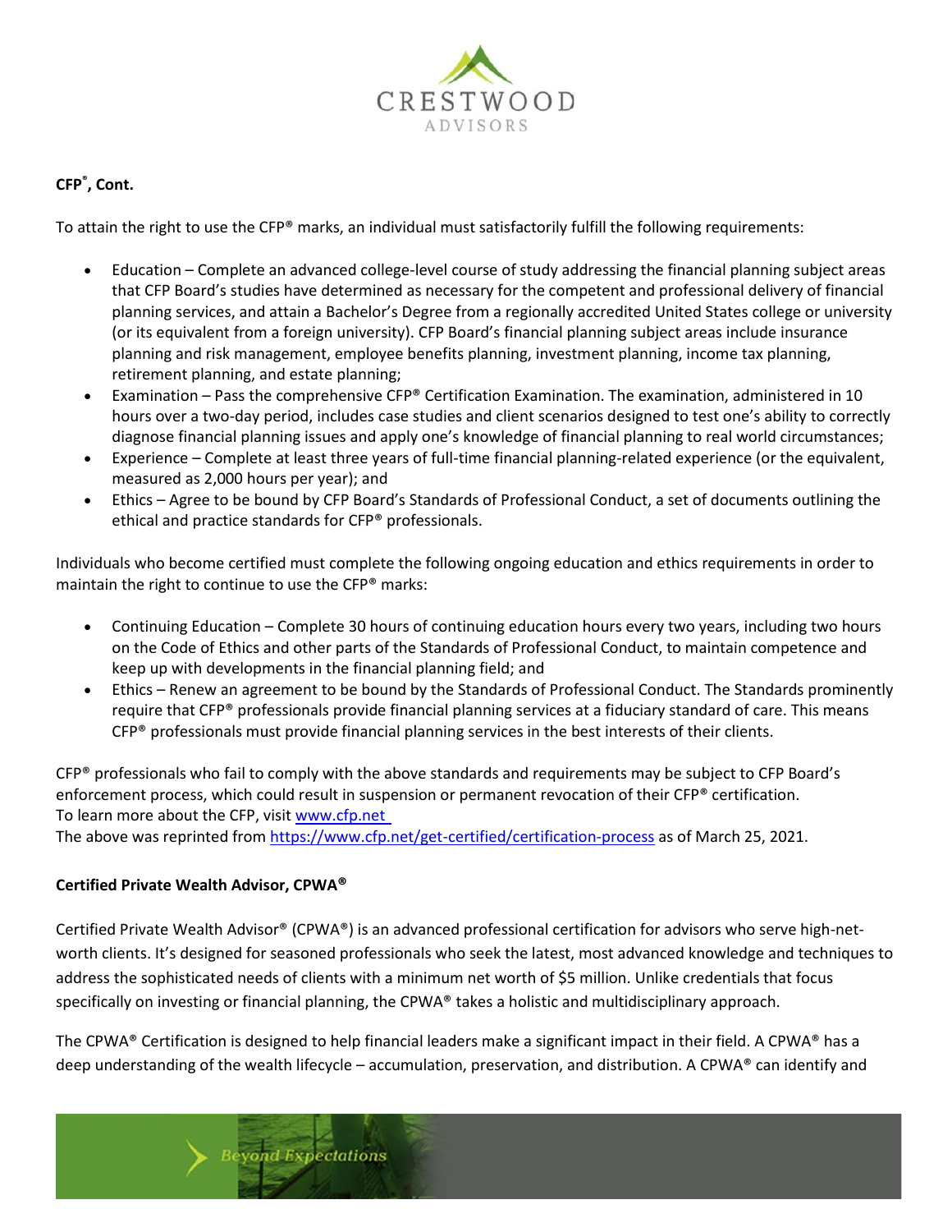**CFP®, Cont.**

To attain the right to use the CFP® marks, an individual must satisfactorily fulfill the following requirements:

- Education – Complete an advanced college-level course of study addressing the financial planning subject areas that CFP Board's studies have determined as necessary for the competent and professional delivery of financial planning services, and attain a Bachelor's Degree from a regionally accredited United States college or university (or its equivalent from a foreign university). CFP Board's financial planning subject areas include insurance planning and risk management, employee benefits planning, investment planning, income tax planning, retirement planning, and estate planning;
- Examination – Pass the comprehensive CFP® Certification Examination. The examination, administered in 10 hours over a two-day period, includes case studies and client scenarios designed to test one's ability to correctly diagnose financial planning issues and apply one's knowledge of financial planning to real world circumstances;
- Experience – Complete at least three years of full-time financial planning-related experience (or the equivalent, measured as 2,000 hours per year); and
- Ethics – Agree to be bound by CFP Board's Standards of Professional Conduct, a set of documents outlining the ethical and practice standards for CFP® professionals.

Individuals who become certified must complete the following ongoing education and ethics requirements in order to maintain the right to continue to use the CFP® marks:

- Continuing Education – Complete 30 hours of continuing education hours every two years, including two hours on the Code of Ethics and other parts of the Standards of Professional Conduct, to maintain competence and keep up with developments in the financial planning field; and
- Ethics – Renew an agreement to be bound by the Standards of Professional Conduct. The Standards prominently require that CFP® professionals provide financial planning services at a fiduciary standard of care. This means CFP® professionals must provide financial planning services in the best interests of their clients.

CFP® professionals who fail to comply with the above standards and requirements may be subject to CFP Board's enforcement process, which could result in suspension or permanent revocation of their CFP® certification.
To learn more about the CFP, visit [www.cfp.net](www.cfp.net)
The above was reprinted from [https://www.cfp.net/get-certified/certification-process](https://www.cfp.net/get-certified/certification-process) as of March 25, 2021.

**Certified Private Wealth Advisor, CPWA®**

Certified Private Wealth Advisor® (CPWA®) is an advanced professional certification for advisors who serve high-net-worth clients. It's designed for seasoned professionals who seek the latest, most advanced knowledge and techniques to address the sophisticated needs of clients with a minimum net worth of $5 million. Unlike credentials that focus specifically on investing or financial planning, the CPWA® takes a holistic and multidisciplinary approach.

The CPWA® Certification is designed to help financial leaders make a significant impact in their field. A CPWA® has a deep understanding of the wealth lifecycle – accumulation, preservation, and distribution. A CPWA® can identify and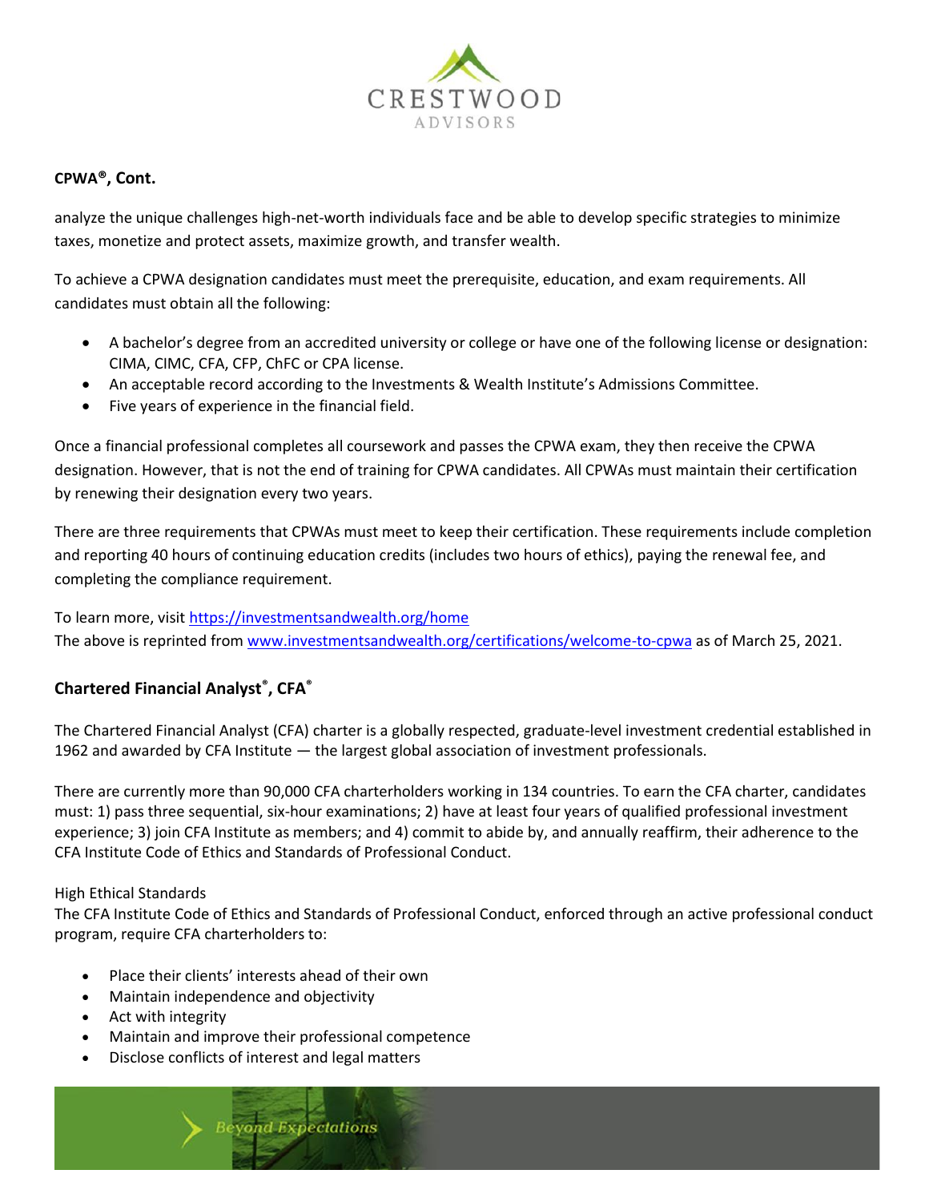**CPWA®, Cont.**

analyze the unique challenges high-net-worth individuals face and be able to develop specific strategies to minimize taxes, monetize and protect assets, maximize growth, and transfer wealth.

To achieve a CPWA designation candidates must meet the prerequisite, education, and exam requirements. All candidates must obtain all the following:

- A bachelor's degree from an accredited university or college or have one of the following license or designation: CIMA, CIMC, CFA, CFP, ChFC or CPA license.
- An acceptable record according to the Investments & Wealth Institute's Admissions Committee.
- Five years of experience in the financial field.

Once a financial professional completes all coursework and passes the CPWA exam, they then receive the CPWA designation. However, that is not the end of training for CPWA candidates. All CPWAs must maintain their certification by renewing their designation every two years.

There are three requirements that CPWAs must meet to keep their certification. These requirements include completion and reporting 40 hours of continuing education credits (includes two hours of ethics), paying the renewal fee, and completing the compliance requirement.

To learn more, visit https://investmentsandwealth.org/home
The above is reprinted from www.investmentsandwealth.org/certifications/welcome-to-cpwa as of March 25, 2021.

**Chartered Financial Analyst®, CFA®**

The Chartered Financial Analyst (CFA) charter is a globally respected, graduate-level investment credential established in 1962 and awarded by CFA Institute — the largest global association of investment professionals.

There are currently more than 90,000 CFA charterholders working in 134 countries. To earn the CFA charter, candidates must: 1) pass three sequential, six-hour examinations; 2) have at least four years of qualified professional investment experience; 3) join CFA Institute as members; and 4) commit to abide by, and annually reaffirm, their adherence to the CFA Institute Code of Ethics and Standards of Professional Conduct.

High Ethical Standards
The CFA Institute Code of Ethics and Standards of Professional Conduct, enforced through an active professional conduct program, require CFA charterholders to:

- Place their clients' interests ahead of their own
- Maintain independence and objectivity
- Act with integrity
- Maintain and improve their professional competence
- Disclose conflicts of interest and legal matters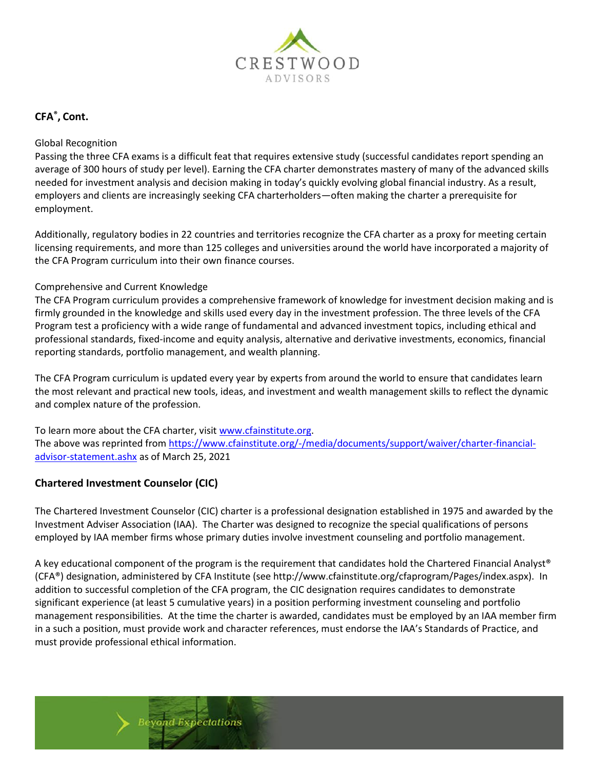## CFA®, Cont.

Global Recognition

Passing the three CFA exams is a difficult feat that requires extensive study (successful candidates report spending an average of 300 hours of study per level). Earning the CFA charter demonstrates mastery of many of the advanced skills needed for investment analysis and decision making in today's quickly evolving global financial industry. As a result, employers and clients are increasingly seeking CFA charterholders—often making the charter a prerequisite for employment.

Additionally, regulatory bodies in 22 countries and territories recognize the CFA charter as a proxy for meeting certain licensing requirements, and more than 125 colleges and universities around the world have incorporated a majority of the CFA Program curriculum into their own finance courses.

Comprehensive and Current Knowledge

The CFA Program curriculum provides a comprehensive framework of knowledge for investment decision making and is firmly grounded in the knowledge and skills used every day in the investment profession. The three levels of the CFA Program test a proficiency with a wide range of fundamental and advanced investment topics, including ethical and professional standards, fixed-income and equity analysis, alternative and derivative investments, economics, financial reporting standards, portfolio management, and wealth planning.

The CFA Program curriculum is updated every year by experts from around the world to ensure that candidates learn the most relevant and practical new tools, ideas, and investment and wealth management skills to reflect the dynamic and complex nature of the profession.

To learn more about the CFA charter, visit [www.cfainstitute.org](www.cfainstitute.org).
The above was reprinted from [https://www.cfainstitute.org/-/media/documents/support/waiver/charter-financial-advisor-statement.ashx](https://www.cfainstitute.org/-/media/documents/support/waiver/charter-financial-advisor-statement.ashx) as of March 25, 2021

## Chartered Investment Counselor (CIC)

The Chartered Investment Counselor (CIC) charter is a professional designation established in 1975 and awarded by the Investment Adviser Association (IAA). The Charter was designed to recognize the special qualifications of persons employed by IAA member firms whose primary duties involve investment counseling and portfolio management.

A key educational component of the program is the requirement that candidates hold the Chartered Financial Analyst® (CFA®) designation, administered by CFA Institute (see http://www.cfainstitute.org/cfaprogram/Pages/index.aspx). In addition to successful completion of the CFA program, the CIC designation requires candidates to demonstrate significant experience (at least 5 cumulative years) in a position performing investment counseling and portfolio management responsibilities. At the time the charter is awarded, candidates must be employed by an IAA member firm in a such a position, must provide work and character references, must endorse the IAA's Standards of Practice, and must provide professional ethical information.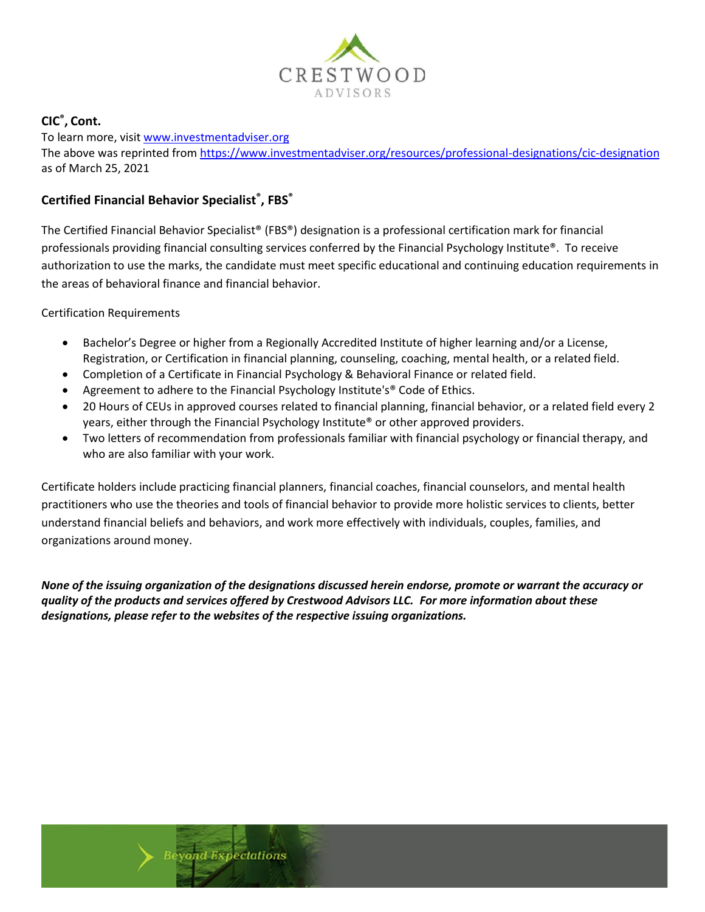**CIC®, Cont.**

To learn more, visit www.investmentadviser.org
The above was reprinted from https://www.investmentadviser.org/resources/professional-designations/cic-designation as of March 25, 2021

## Certified Financial Behavior Specialist®, FBS®

The Certified Financial Behavior Specialist® (FBS®) designation is a professional certification mark for financial professionals providing financial consulting services conferred by the Financial Psychology Institute®. To receive authorization to use the marks, the candidate must meet specific educational and continuing education requirements in the areas of behavioral finance and financial behavior.

Certification Requirements

- Bachelor's Degree or higher from a Regionally Accredited Institute of higher learning and/or a License, Registration, or Certification in financial planning, counseling, coaching, mental health, or a related field.
- Completion of a Certificate in Financial Psychology & Behavioral Finance or related field.
- Agreement to adhere to the Financial Psychology Institute's® Code of Ethics.
- 20 Hours of CEUs in approved courses related to financial planning, financial behavior, or a related field every 2 years, either through the Financial Psychology Institute® or other approved providers.
- Two letters of recommendation from professionals familiar with financial psychology or financial therapy, and who are also familiar with your work.

Certificate holders include practicing financial planners, financial coaches, financial counselors, and mental health practitioners who use the theories and tools of financial behavior to provide more holistic services to clients, better understand financial beliefs and behaviors, and work more effectively with individuals, couples, families, and organizations around money.

***None of the issuing organization of the designations discussed herein endorse, promote or warrant the accuracy or quality of the products and services offered by Crestwood Advisors LLC. For more information about these designations, please refer to the websites of the respective issuing organizations.***